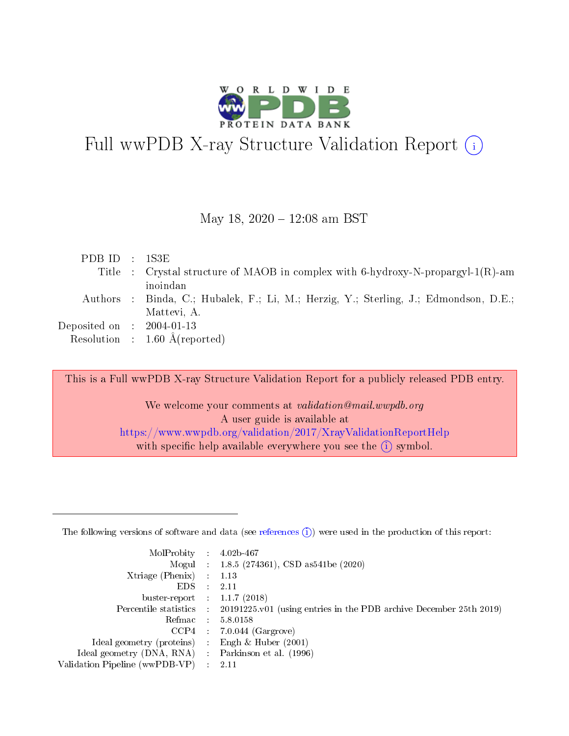# Full wwPDB X-ray Structure Validation Report

May 18, 2020 – 12:08 am BST

| | | |
|---|---|---|
| PDB ID | : | 1S3E |
| Title | : | Crystal structure of MAOB in complex with 6-hydroxy-N-propargyl-1(R)-aminoindan |
| Authors | : | Binda, C.; Hubalek, F.; Li, M.; Herzig, Y.; Sterling, J.; Edmondson, D.E.; Mattevi, A. |
| Deposited on | : | 2004-01-13 |
| Resolution | : | 1.60 Å(reported) |

This is a Full wwPDB X-ray Structure Validation Report for a publicly released PDB entry.

We welcome your comments at *validation@mail.wwpdb.org*
A user guide is available at
https://www.wwpdb.org/validation/2017/XrayValidationReportHelp
with specific help available everywhere you see the (i) symbol.

The following versions of software and data (see references (i)) were used in the production of this report:

| | | |
|---|---|---|
| MolProbity | : | 4.02b-467 |
| Mogul | : | 1.8.5 (274361), CSD as541be (2020) |
| Xtriage (Phenix) | : | 1.13 |
| EDS | : | 2.11 |
| buster-report | : | 1.1.7 (2018) |
| Percentile statistics | : | 20191225.v01 (using entries in the PDB archive December 25th 2019) |
| Refmac | : | 5.8.0158 |
| CCP4 | : | 7.0.044 (Gargrove) |
| Ideal geometry (proteins) | : | Engh & Huber (2001) |
| Ideal geometry (DNA, RNA) | : | Parkinson et al. (1996) |
| Validation Pipeline (wwPDB-VP) | : | 2.11 |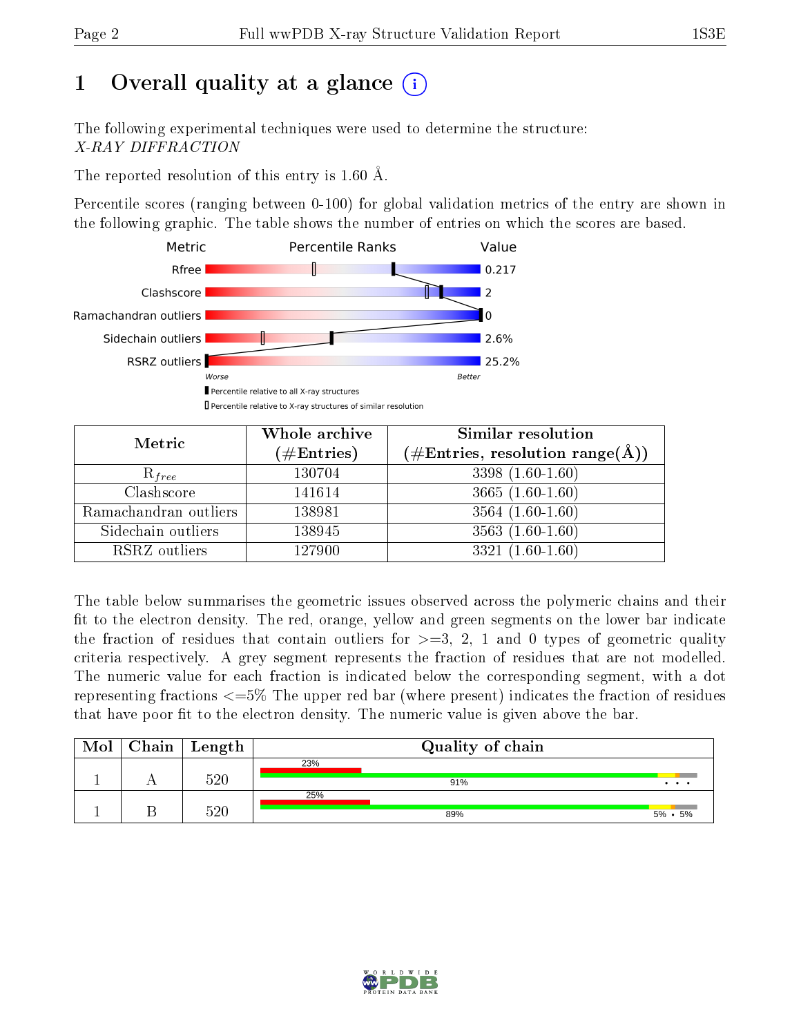# 1 Overall quality at a glance

The following experimental techniques were used to determine the structure:
*X-RAY DIFFRACTION*

The reported resolution of this entry is 1.60 Å.

Percentile scores (ranging between 0-100) for global validation metrics of the entry are shown in the following graphic. The table shows the number of entries on which the scores are based.

| Metric | Value |
|---|---|
| Rfree | 0.217 |
| Clashscore | 2 |
| Ramachandran outliers | 0 |
| Sidechain outliers | 2.6% |
| RSRZ outliers | 25.2% |

Worse — Better

▮ Percentile relative to all X-ray structures
▯ Percentile relative to X-ray structures of similar resolution

| Metric | Whole archive (#Entries) | Similar resolution (#Entries, resolution range(Å)) |
|---|---|---|
| $R_{free}$ | 130704 | 3398 (1.60-1.60) |
| Clashscore | 141614 | 3665 (1.60-1.60) |
| Ramachandran outliers | 138981 | 3564 (1.60-1.60) |
| Sidechain outliers | 138945 | 3563 (1.60-1.60) |
| RSRZ outliers | 127900 | 3321 (1.60-1.60) |

The table below summarises the geometric issues observed across the polymeric chains and their fit to the electron density. The red, orange, yellow and green segments on the lower bar indicate the fraction of residues that contain outliers for >=3, 2, 1 and 0 types of geometric quality criteria respectively. A grey segment represents the fraction of residues that are not modelled. The numeric value for each fraction is indicated below the corresponding segment, with a dot representing fractions <=5% The upper red bar (where present) indicates the fraction of residues that have poor fit to the electron density. The numeric value is given above the bar.

| Mol | Chain | Length | Quality of chain |
|---|---|---|---|
| 1 | A | 520 | 23% (poor fit); 91% • • • |
| 1 | B | 520 | 25% (poor fit); 89% 5% • 5% |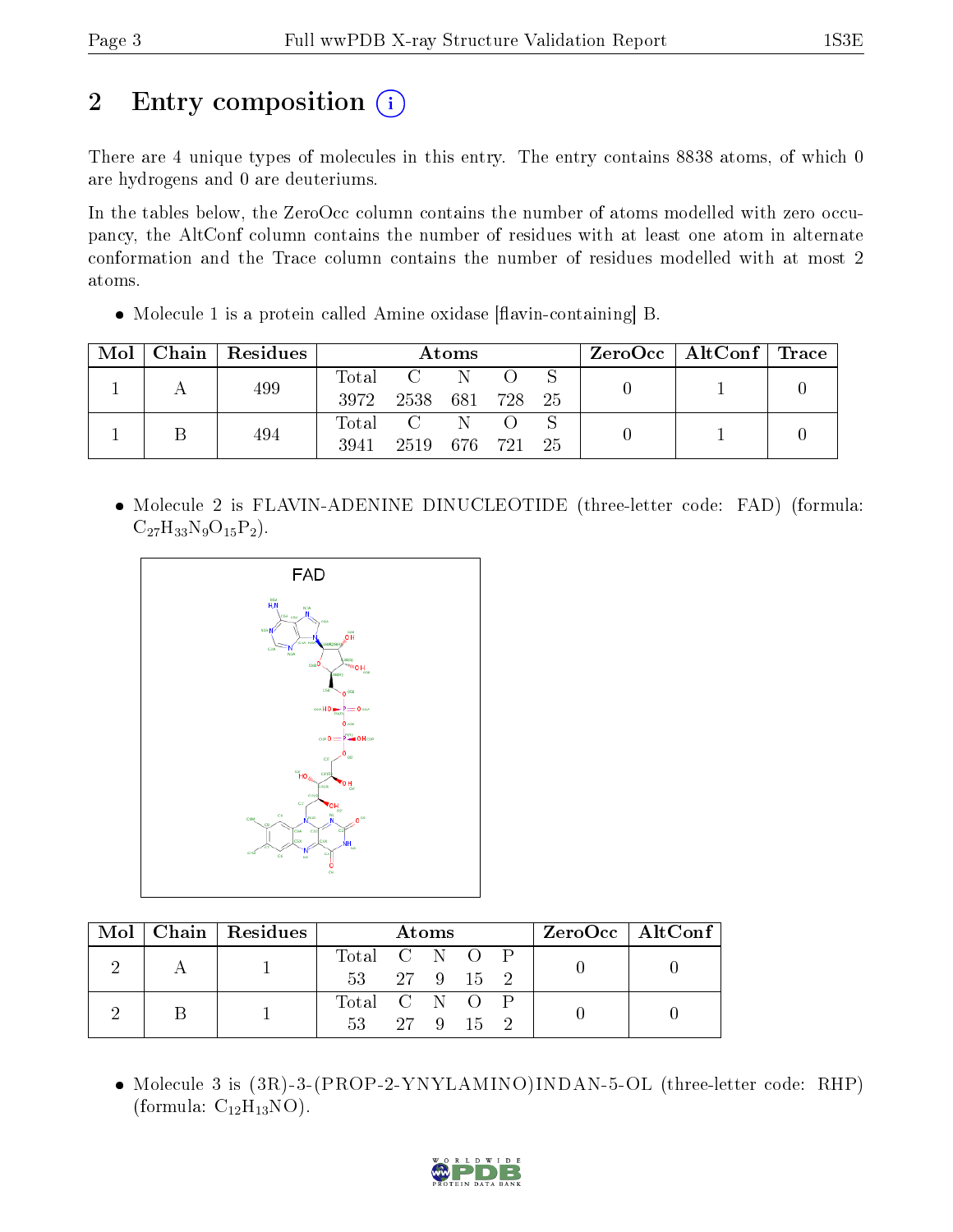# 2 Entry composition

There are 4 unique types of molecules in this entry. The entry contains 8838 atoms, of which 0 are hydrogens and 0 are deuteriums.

In the tables below, the ZeroOcc column contains the number of atoms modelled with zero occupancy, the AltConf column contains the number of residues with at least one atom in alternate conformation and the Trace column contains the number of residues modelled with at most 2 atoms.

- Molecule 1 is a protein called Amine oxidase [flavin-containing] B.

| Mol | Chain | Residues | Atoms | | | | | ZeroOcc | AltConf | Trace |
|---|---|---|---|---|---|---|---|---|---|---|
| 1 | A | 499 | Total 3972 | C 2538 | N 681 | O 728 | S 25 | 0 | 1 | 0 |
| 1 | B | 494 | Total 3941 | C 2519 | N 676 | O 721 | S 25 | 0 | 1 | 0 |

- Molecule 2 is FLAVIN-ADENINE DINUCLEOTIDE (three-letter code: FAD) (formula: $C_{27}H_{33}N_9O_{15}P_2$).

| Mol | Chain | Residues | Atoms | | | | | ZeroOcc | AltConf |
|---|---|---|---|---|---|---|---|---|---|
| 2 | A | 1 | Total 53 | C 27 | N 9 | O 15 | P 2 | 0 | 0 |
| 2 | B | 1 | Total 53 | C 27 | N 9 | O 15 | P 2 | 0 | 0 |

- Molecule 3 is (3R)-3-(PROP-2-YNYLAMINO)INDAN-5-OL (three-letter code: RHP) (formula: $C_{12}H_{13}NO$).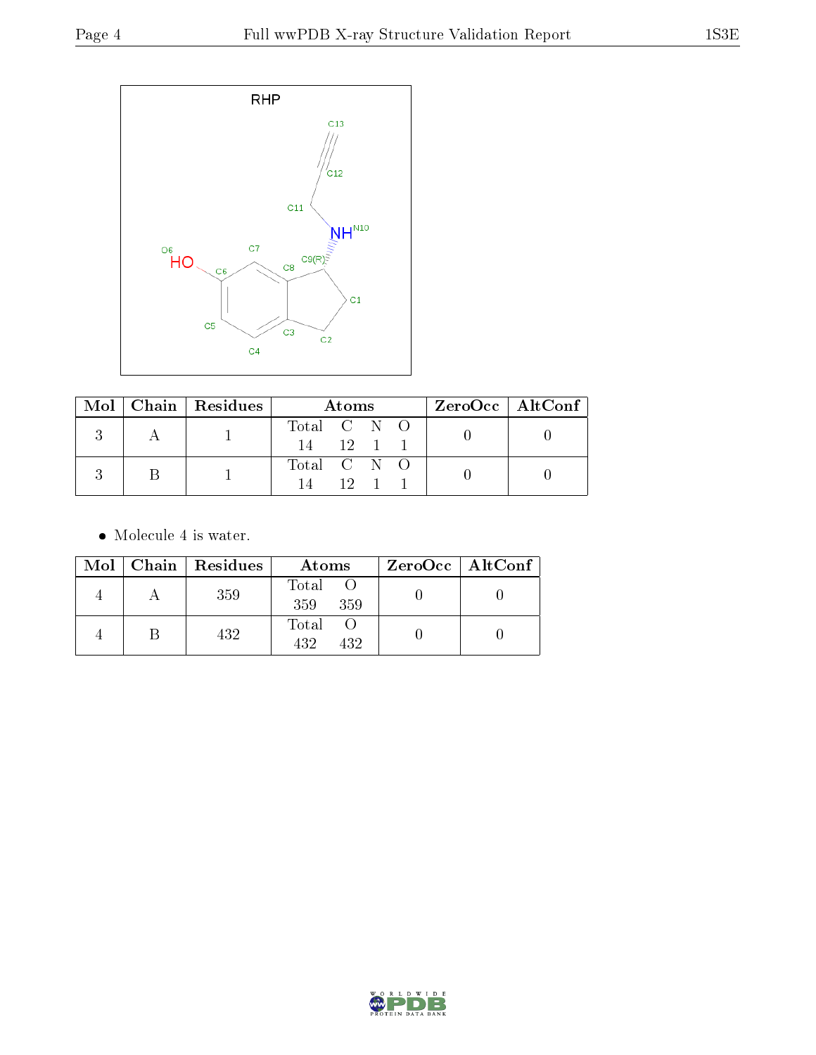RHP

C13
C12
C11
NH N10
O6
HO
C7
C6
C8
C9(R)
C1
C5
C3
C2
C4

| Mol | Chain | Residues | Atoms | | | | ZeroOcc | AltConf |
|---|---|---|---|---|---|---|---|---|
| | | | Total | C | N | O | | |
| 3 | A | 1 | 14 | 12 | 1 | 1 | 0 | 0 |
| 3 | B | 1 | 14 | 12 | 1 | 1 | 0 | 0 |

- Molecule 4 is water.

| Mol | Chain | Residues | Atoms | | ZeroOcc | AltConf |
|---|---|---|---|---|---|---|
| | | | Total | O | | |
| 4 | A | 359 | 359 | 359 | 0 | 0 |
| 4 | B | 432 | 432 | 432 | 0 | 0 |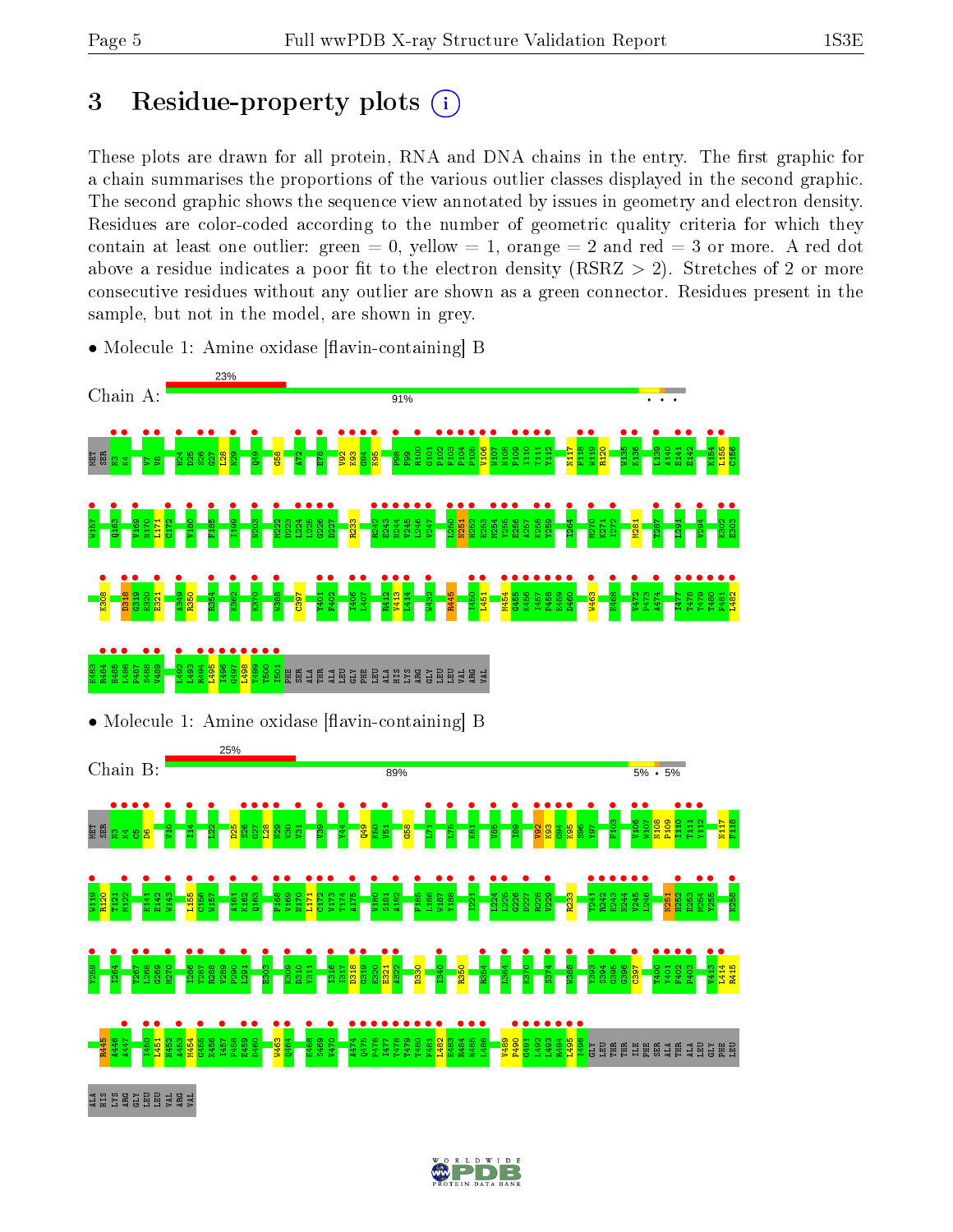# 3 Residue-property plots

These plots are drawn for all protein, RNA and DNA chains in the entry. The first graphic for a chain summarises the proportions of the various outlier classes displayed in the second graphic. The second graphic shows the sequence view annotated by issues in geometry and electron density. Residues are color-coded according to the number of geometric quality criteria for which they contain at least one outlier: green = 0, yellow = 1, orange = 2 and red = 3 or more. A red dot above a residue indicates a poor fit to the electron density (RSRZ > 2). Stretches of 2 or more consecutive residues without any outlier are shown as a green connector. Residues present in the sample, but not in the model, are shown in grey.

- Molecule 1: Amine oxidase [flavin-containing] B

Chain A:

23%

91%

MET SER N3 K4 V7 V8 H24 D25 S26 G27 L28 N29 Q49 G58 A72 E78 V92 K93 G94 K95 P98 F99 R100 G101 P102 F103 P104 P105 V106 W107 N108 P109 I110 T111 Y112 N117 F118 W119 R120 W135 K136 L139 A140 E141 E142 K154 L155 C156 W157 Q163 V169 N170 L171 C172 Y180 F185 I199 N203 M222 E223 L224 L225 G226 D227 R233 R242 E243 N244 V245 L246 V247 L260 N251 H252 R253 M254 Y255 E256 A257 K258 Y259 I264 M270 K271 I272 M281 T287 L291 V294 K302 E303 K308 D318 G319 E320 E321 A349 R350 R354 K362 K370 W388 C397 Y401 F402 I406 L407 R412 V413 L414 W432 R445 Y450 L451 M454 G455 K456 I457 P458 E459 D460 W463 E468 V472 P473 A474 I477 T478 T479 T480 F481 L482 E483 R484 H485 L486 P487 S488 W489 L492 L493 R494 L495 I496 G497 L498 T499 T500 I501 PHE SER ALA THR ALA LEU GLY PHE LEU ALA HIS LYS ARG GLY LEU LEU VAL ARG VAL

- Molecule 1: Amine oxidase [flavin-containing] B

Chain B:

25%

89%

5%

5%

MET SER N3 K4 G5 D6 V10 I14 I22 D25 S26 G27 L28 N29 V30 Y31 Y39 Y44 Q49 K50 V51 G58 L71 L75 K81 V85 I89 V92 K93 G94 K95 S96 Y97 F103 V106 W107 N108 P109 I110 T111 Y112 N117 F118 W119 R120 T121 M122 E141 E142 W143 L155 C156 W157 A161 K162 Q163 F168 V169 N170 L171 C172 V173 T174 A175 V180 S181 A182 F185 L186 W187 Y188 I221 L224 L225 G226 D227 R228 V229 R233 T241 R242 E243 N244 V245 L246 N251 H252 R253 M254 Y255 K258 Y259 I264 T267 L268 G269 M270 I286 T287 R288 V289 P290 L291 E303 K309 L310 V311 I316 I317 D318 G319 E320 E321 A322 D330 I340 R350 R354 I364 K370 S374 W388 Y393 S394 G395 G396 C397 T400 Y401 F402 P403 V413 L414 R415 R445 A446 A447 I450 L451 H452 A453 M454 G455 K456 I457 P458 E459 D460 W463 Q464 E468 S469 V470 A474 Q475 P476 I477 T478 T479 T480 F481 L482 E483 R484 H485 L486 V489 P490 G491 L492 L493 R494 L495 I496 GLY LEU THR THR ILE PHE SER ALA THR ALA LEU GLY PHE LEU ALA HIS LYS ARG GLY LEU LEU VAL ARG VAL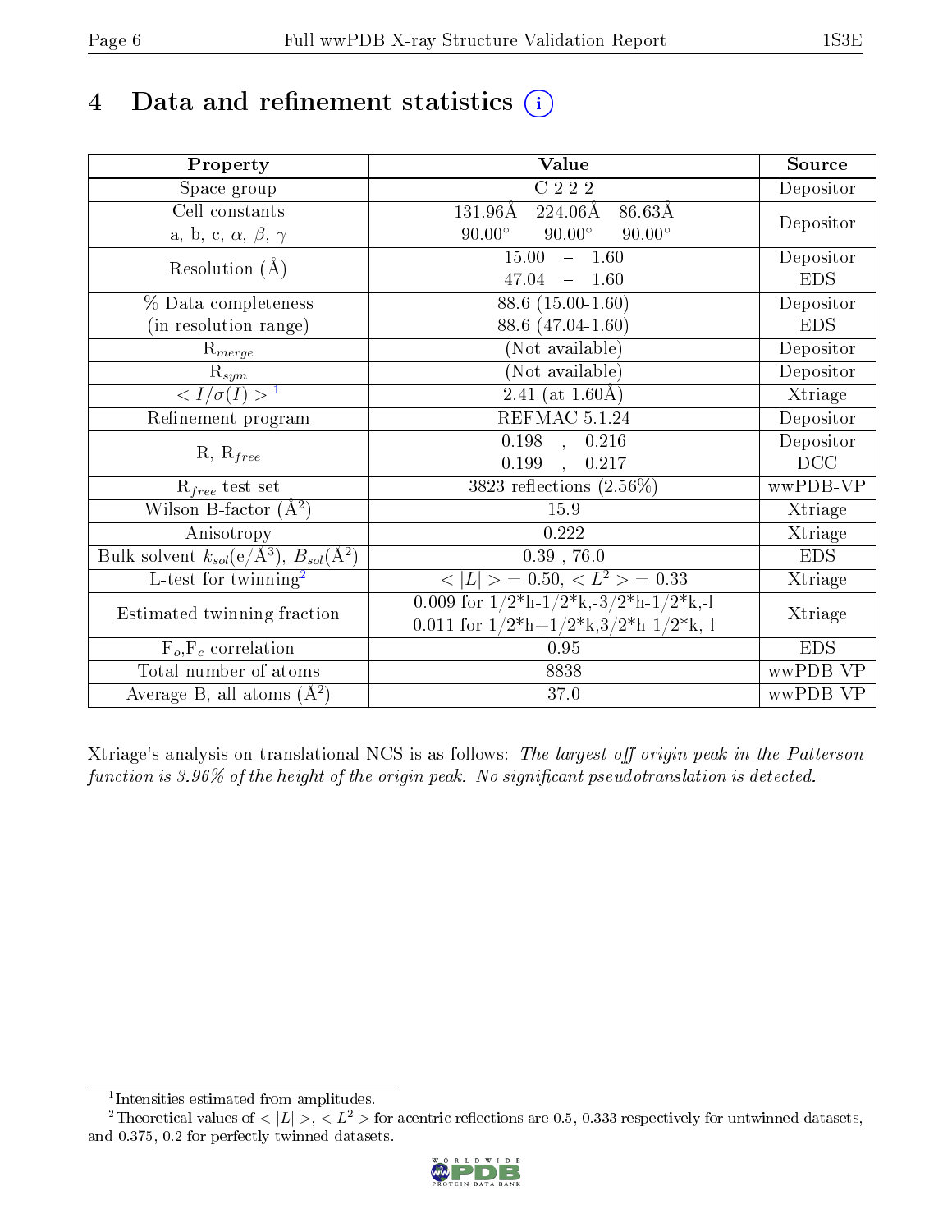# 4 Data and refinement statistics (i)

| Property | Value | Source |
|---|---|---|
| Space group | C 2 2 2 | Depositor |
| Cell constants<br>a, b, c, $\alpha$, $\beta$, $\gamma$ | 131.96Å 224.06Å 86.63Å<br>90.00° 90.00° 90.00° | Depositor |
| Resolution (Å) | 15.00 – 1.60<br>47.04 – 1.60 | Depositor<br>EDS |
| % Data completeness<br>(in resolution range) | 88.6 (15.00-1.60)<br>88.6 (47.04-1.60) | Depositor<br>EDS |
| $R_{merge}$ | (Not available) | Depositor |
| $R_{sym}$ | (Not available) | Depositor |
| $< I/\sigma(I) >$ [1] | 2.41 (at 1.60Å) | Xtriage |
| Refinement program | REFMAC 5.1.24 | Depositor |
| R, $R_{free}$ | 0.198 , 0.216<br>0.199 , 0.217 | Depositor<br>DCC |
| $R_{free}$ test set | 3823 reflections (2.56%) | wwPDB-VP |
| Wilson B-factor (Å$^2$) | 15.9 | Xtriage |
| Anisotropy | 0.222 | Xtriage |
| Bulk solvent $k_{sol}$(e/Å$^3$), $B_{sol}$(Å$^2$) | 0.39 , 76.0 | EDS |
| L-test for twinning[2] | $< \|L\| >$ = 0.50, $< L^2 >$ = 0.33 | Xtriage |
| Estimated twinning fraction | 0.009 for 1/2*h-1/2*k,-3/2*h-1/2*k,-l<br>0.011 for 1/2*h+1/2*k,3/2*h-1/2*k,-l | Xtriage |
| $F_o$,$F_c$ correlation | 0.95 | EDS |
| Total number of atoms | 8838 | wwPDB-VP |
| Average B, all atoms (Å$^2$) | 37.0 | wwPDB-VP |

Xtriage's analysis on translational NCS is as follows: *The largest off-origin peak in the Patterson function is 3.96% of the height of the origin peak. No significant pseudotranslation is detected.*

[1] Intensities estimated from amplitudes.

[2] Theoretical values of $< |L| >$, $< L^2 >$ for acentric reflections are 0.5, 0.333 respectively for untwinned datasets, and 0.375, 0.2 for perfectly twinned datasets.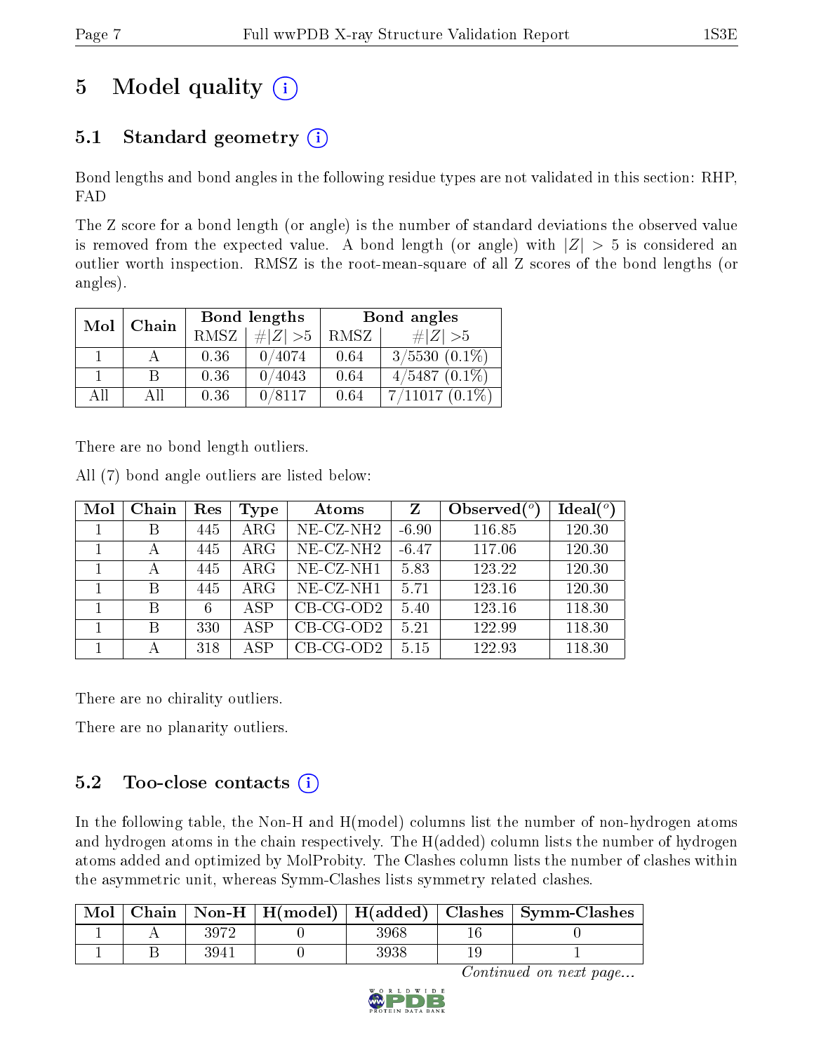# 5 Model quality (i)

## 5.1 Standard geometry (i)

Bond lengths and bond angles in the following residue types are not validated in this section: RHP, FAD

The Z score for a bond length (or angle) is the number of standard deviations the observed value is removed from the expected value. A bond length (or angle) with $|Z| > 5$ is considered an outlier worth inspection. RMSZ is the root-mean-square of all Z scores of the bond lengths (or angles).

| Mol | Chain | Bond lengths | | Bond angles | |
|---|---|---|---|---|---|
| | | RMSZ | $\#\|Z\| > 5$ | RMSZ | $\#\|Z\| > 5$ |
| 1 | A | 0.36 | 0/4074 | 0.64 | 3/5530 (0.1%) |
| 1 | B | 0.36 | 0/4043 | 0.64 | 4/5487 (0.1%) |
| All | All | 0.36 | 0/8117 | 0.64 | 7/11017 (0.1%) |

There are no bond length outliers.

All (7) bond angle outliers are listed below:

| Mol | Chain | Res | Type | Atoms | Z | Observed($^o$) | Ideal($^o$) |
|---|---|---|---|---|---|---|---|
| 1 | B | 445 | ARG | NE-CZ-NH2 | -6.90 | 116.85 | 120.30 |
| 1 | A | 445 | ARG | NE-CZ-NH2 | -6.47 | 117.06 | 120.30 |
| 1 | A | 445 | ARG | NE-CZ-NH1 | 5.83 | 123.22 | 120.30 |
| 1 | B | 445 | ARG | NE-CZ-NH1 | 5.71 | 123.16 | 120.30 |
| 1 | B | 6 | ASP | CB-CG-OD2 | 5.40 | 123.16 | 118.30 |
| 1 | B | 330 | ASP | CB-CG-OD2 | 5.21 | 122.99 | 118.30 |
| 1 | A | 318 | ASP | CB-CG-OD2 | 5.15 | 122.93 | 118.30 |

There are no chirality outliers.

There are no planarity outliers.

## 5.2 Too-close contacts (i)

In the following table, the Non-H and H(model) columns list the number of non-hydrogen atoms and hydrogen atoms in the chain respectively. The H(added) column lists the number of hydrogen atoms added and optimized by MolProbity. The Clashes column lists the number of clashes within the asymmetric unit, whereas Symm-Clashes lists symmetry related clashes.

| Mol | Chain | Non-H | H(model) | H(added) | Clashes | Symm-Clashes |
|---|---|---|---|---|---|---|
| 1 | A | 3972 | 0 | 3968 | 16 | 0 |
| 1 | B | 3941 | 0 | 3938 | 19 | 1 |

*Continued on next page...*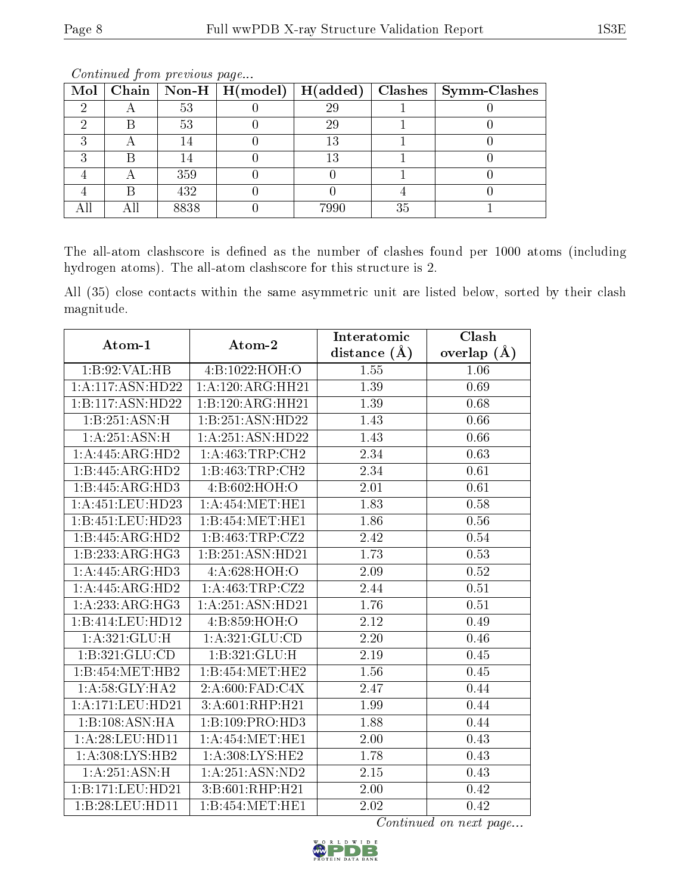*Continued from previous page...*

| Mol | Chain | Non-H | H(model) | H(added) | Clashes | Symm-Clashes |
|---|---|---|---|---|---|---|
| 2 | A | 53 | 0 | 29 | 1 | 0 |
| 2 | B | 53 | 0 | 29 | 1 | 0 |
| 3 | A | 14 | 0 | 13 | 1 | 0 |
| 3 | B | 14 | 0 | 13 | 1 | 0 |
| 4 | A | 359 | 0 | 0 | 1 | 0 |
| 4 | B | 432 | 0 | 0 | 4 | 0 |
| All | All | 8838 | 0 | 7990 | 35 | 1 |

The all-atom clashscore is defined as the number of clashes found per 1000 atoms (including hydrogen atoms). The all-atom clashscore for this structure is 2.

All (35) close contacts within the same asymmetric unit are listed below, sorted by their clash magnitude.

| Atom-1 | Atom-2 | Interatomic distance (Å) | Clash overlap (Å) |
|---|---|---|---|
| 1:B:92:VAL:HB | 4:B:1022:HOH:O | 1.55 | 1.06 |
| 1:A:117:ASN:HD22 | 1:A:120:ARG:HH21 | 1.39 | 0.69 |
| 1:B:117:ASN:HD22 | 1:B:120:ARG:HH21 | 1.39 | 0.68 |
| 1:B:251:ASN:H | 1:B:251:ASN:HD22 | 1.43 | 0.66 |
| 1:A:251:ASN:H | 1:A:251:ASN:HD22 | 1.43 | 0.66 |
| 1:A:445:ARG:HD2 | 1:A:463:TRP:CH2 | 2.34 | 0.63 |
| 1:B:445:ARG:HD2 | 1:B:463:TRP:CH2 | 2.34 | 0.61 |
| 1:B:445:ARG:HD3 | 4:B:602:HOH:O | 2.01 | 0.61 |
| 1:A:451:LEU:HD23 | 1:A:454:MET:HE1 | 1.83 | 0.58 |
| 1:B:451:LEU:HD23 | 1:B:454:MET:HE1 | 1.86 | 0.56 |
| 1:B:445:ARG:HD2 | 1:B:463:TRP:CZ2 | 2.42 | 0.54 |
| 1:B:233:ARG:HG3 | 1:B:251:ASN:HD21 | 1.73 | 0.53 |
| 1:A:445:ARG:HD3 | 4:A:628:HOH:O | 2.09 | 0.52 |
| 1:A:445:ARG:HD2 | 1:A:463:TRP:CZ2 | 2.44 | 0.51 |
| 1:A:233:ARG:HG3 | 1:A:251:ASN:HD21 | 1.76 | 0.51 |
| 1:B:414:LEU:HD12 | 4:B:859:HOH:O | 2.12 | 0.49 |
| 1:A:321:GLU:H | 1:A:321:GLU:CD | 2.20 | 0.46 |
| 1:B:321:GLU:CD | 1:B:321:GLU:H | 2.19 | 0.45 |
| 1:B:454:MET:HB2 | 1:B:454:MET:HE2 | 1.56 | 0.45 |
| 1:A:58:GLY:HA2 | 2:A:600:FAD:C4X | 2.47 | 0.44 |
| 1:A:171:LEU:HD21 | 3:A:601:RHP:H21 | 1.99 | 0.44 |
| 1:B:108:ASN:HA | 1:B:109:PRO:HD3 | 1.88 | 0.44 |
| 1:A:28:LEU:HD11 | 1:A:454:MET:HE1 | 2.00 | 0.43 |
| 1:A:308:LYS:HB2 | 1:A:308:LYS:HE2 | 1.78 | 0.43 |
| 1:A:251:ASN:H | 1:A:251:ASN:ND2 | 2.15 | 0.43 |
| 1:B:171:LEU:HD21 | 3:B:601:RHP:H21 | 2.00 | 0.42 |
| 1:B:28:LEU:HD11 | 1:B:454:MET:HE1 | 2.02 | 0.42 |

*Continued on next page...*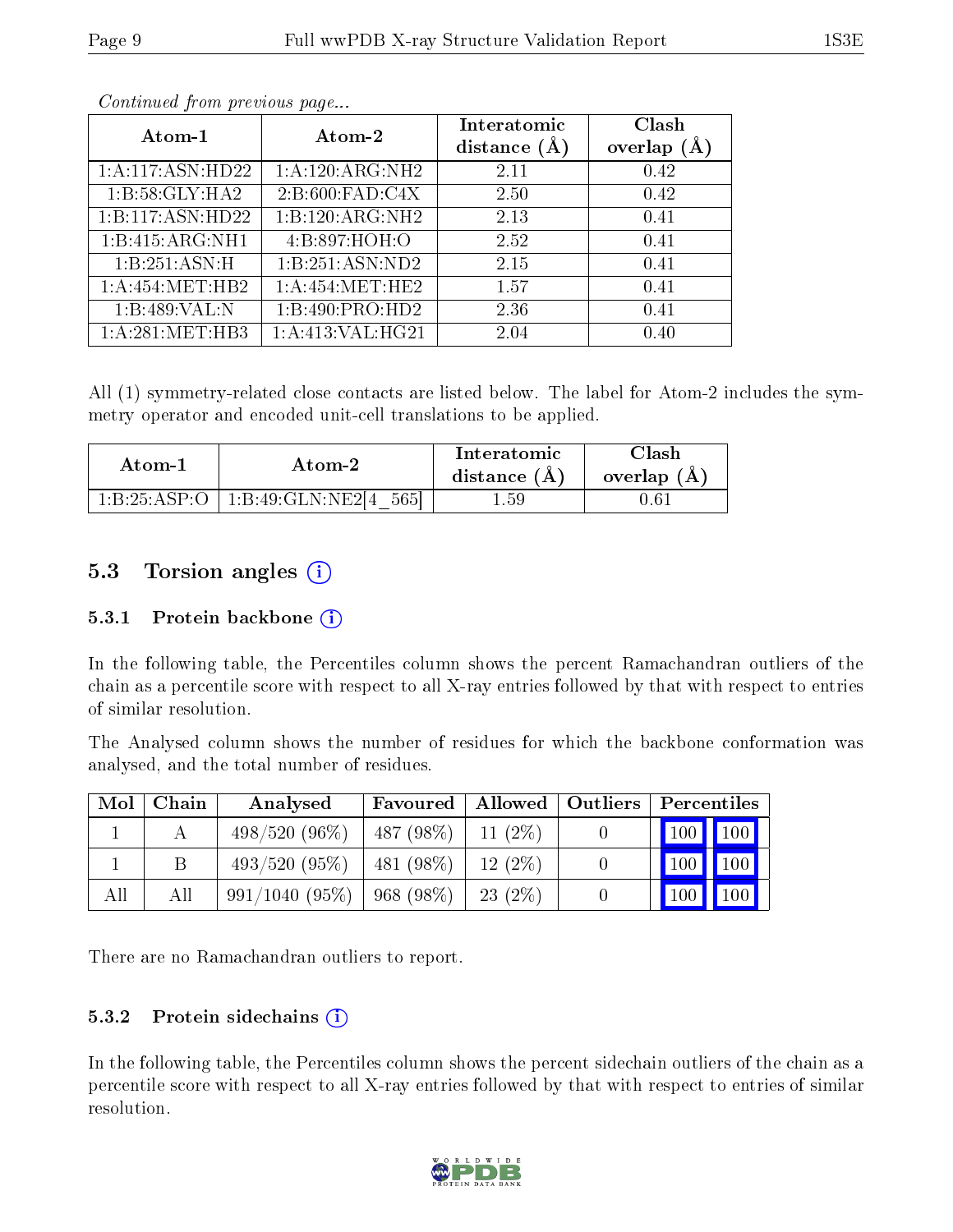*Continued from previous page...*

| Atom-1 | Atom-2 | Interatomic distance (Å) | Clash overlap (Å) |
|---|---|---|---|
| 1:A:117:ASN:HD22 | 1:A:120:ARG:NH2 | 2.11 | 0.42 |
| 1:B:58:GLY:HA2 | 2:B:600:FAD:C4X | 2.50 | 0.42 |
| 1:B:117:ASN:HD22 | 1:B:120:ARG:NH2 | 2.13 | 0.41 |
| 1:B:415:ARG:NH1 | 4:B:897:HOH:O | 2.52 | 0.41 |
| 1:B:251:ASN:H | 1:B:251:ASN:ND2 | 2.15 | 0.41 |
| 1:A:454:MET:HB2 | 1:A:454:MET:HE2 | 1.57 | 0.41 |
| 1:B:489:VAL:N | 1:B:490:PRO:HD2 | 2.36 | 0.41 |
| 1:A:281:MET:HB3 | 1:A:413:VAL:HG21 | 2.04 | 0.40 |

All (1) symmetry-related close contacts are listed below. The label for Atom-2 includes the symmetry operator and encoded unit-cell translations to be applied.

| Atom-1 | Atom-2 | Interatomic distance (Å) | Clash overlap (Å) |
|---|---|---|---|
| 1:B:25:ASP:O | 1:B:49:GLN:NE2[4_565] | 1.59 | 0.61 |

## 5.3 Torsion angles

### 5.3.1 Protein backbone

In the following table, the Percentiles column shows the percent Ramachandran outliers of the chain as a percentile score with respect to all X-ray entries followed by that with respect to entries of similar resolution.

The Analysed column shows the number of residues for which the backbone conformation was analysed, and the total number of residues.

| Mol | Chain | Analysed | Favoured | Allowed | Outliers | Percentiles | |
|---|---|---|---|---|---|---|---|
| 1 | A | 498/520 (96%) | 487 (98%) | 11 (2%) | 0 | 100 | 100 |
| 1 | B | 493/520 (95%) | 481 (98%) | 12 (2%) | 0 | 100 | 100 |
| All | All | 991/1040 (95%) | 968 (98%) | 23 (2%) | 0 | 100 | 100 |

There are no Ramachandran outliers to report.

### 5.3.2 Protein sidechains

In the following table, the Percentiles column shows the percent sidechain outliers of the chain as a percentile score with respect to all X-ray entries followed by that with respect to entries of similar resolution.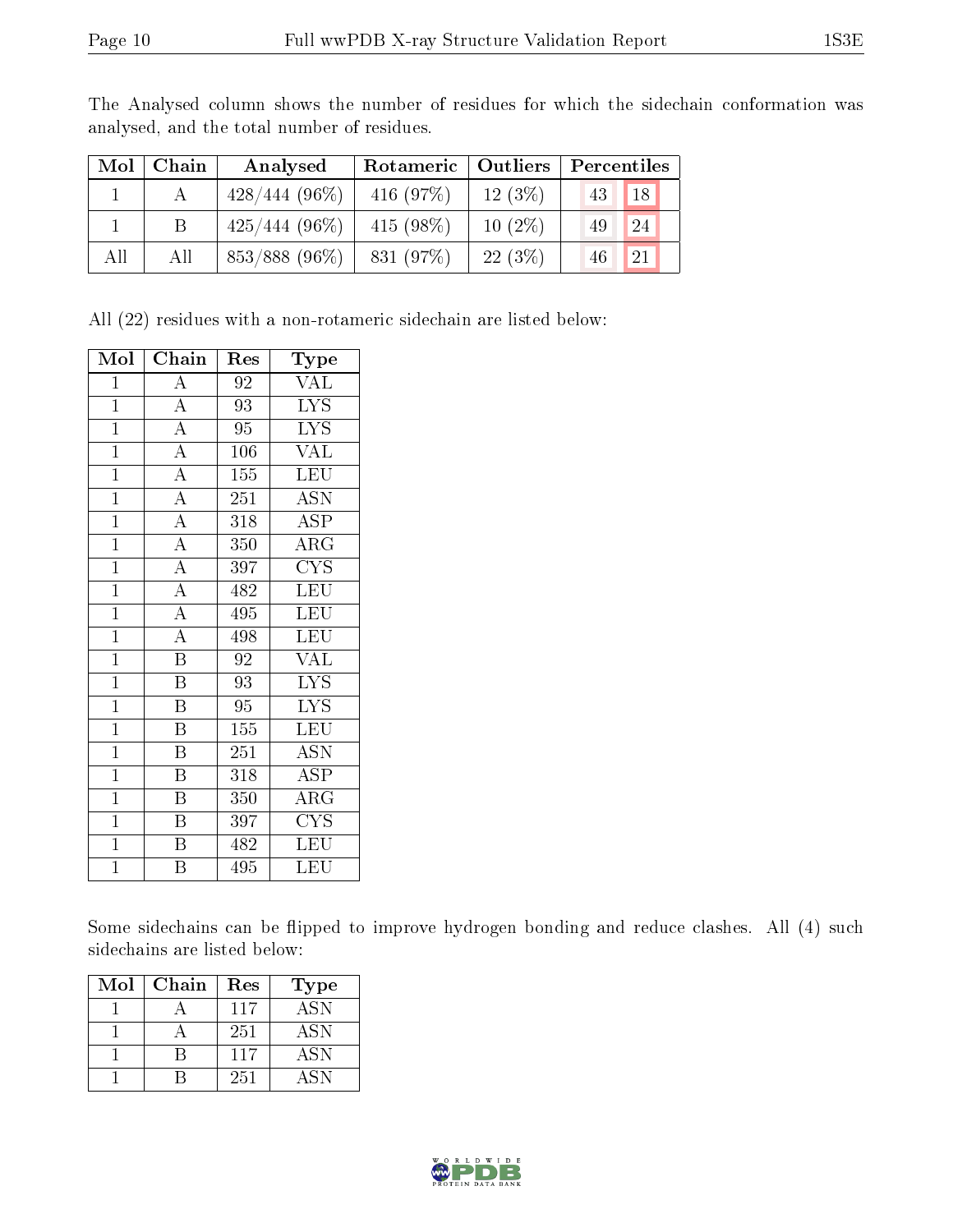The Analysed column shows the number of residues for which the sidechain conformation was analysed, and the total number of residues.

| Mol | Chain | Analysed | Rotameric | Outliers | Percentiles | |
|---|---|---|---|---|---|---|
| 1 | A | 428/444 (96%) | 416 (97%) | 12 (3%) | 43 | 18 |
| 1 | B | 425/444 (96%) | 415 (98%) | 10 (2%) | 49 | 24 |
| All | All | 853/888 (96%) | 831 (97%) | 22 (3%) | 46 | 21 |

All (22) residues with a non-rotameric sidechain are listed below:

| Mol | Chain | Res | Type |
|---|---|---|---|
| 1 | A | 92 | VAL |
| 1 | A | 93 | LYS |
| 1 | A | 95 | LYS |
| 1 | A | 106 | VAL |
| 1 | A | 155 | LEU |
| 1 | A | 251 | ASN |
| 1 | A | 318 | ASP |
| 1 | A | 350 | ARG |
| 1 | A | 397 | CYS |
| 1 | A | 482 | LEU |
| 1 | A | 495 | LEU |
| 1 | A | 498 | LEU |
| 1 | B | 92 | VAL |
| 1 | B | 93 | LYS |
| 1 | B | 95 | LYS |
| 1 | B | 155 | LEU |
| 1 | B | 251 | ASN |
| 1 | B | 318 | ASP |
| 1 | B | 350 | ARG |
| 1 | B | 397 | CYS |
| 1 | B | 482 | LEU |
| 1 | B | 495 | LEU |

Some sidechains can be flipped to improve hydrogen bonding and reduce clashes. All (4) such sidechains are listed below:

| Mol | Chain | Res | Type |
|---|---|---|---|
| 1 | A | 117 | ASN |
| 1 | A | 251 | ASN |
| 1 | B | 117 | ASN |
| 1 | B | 251 | ASN |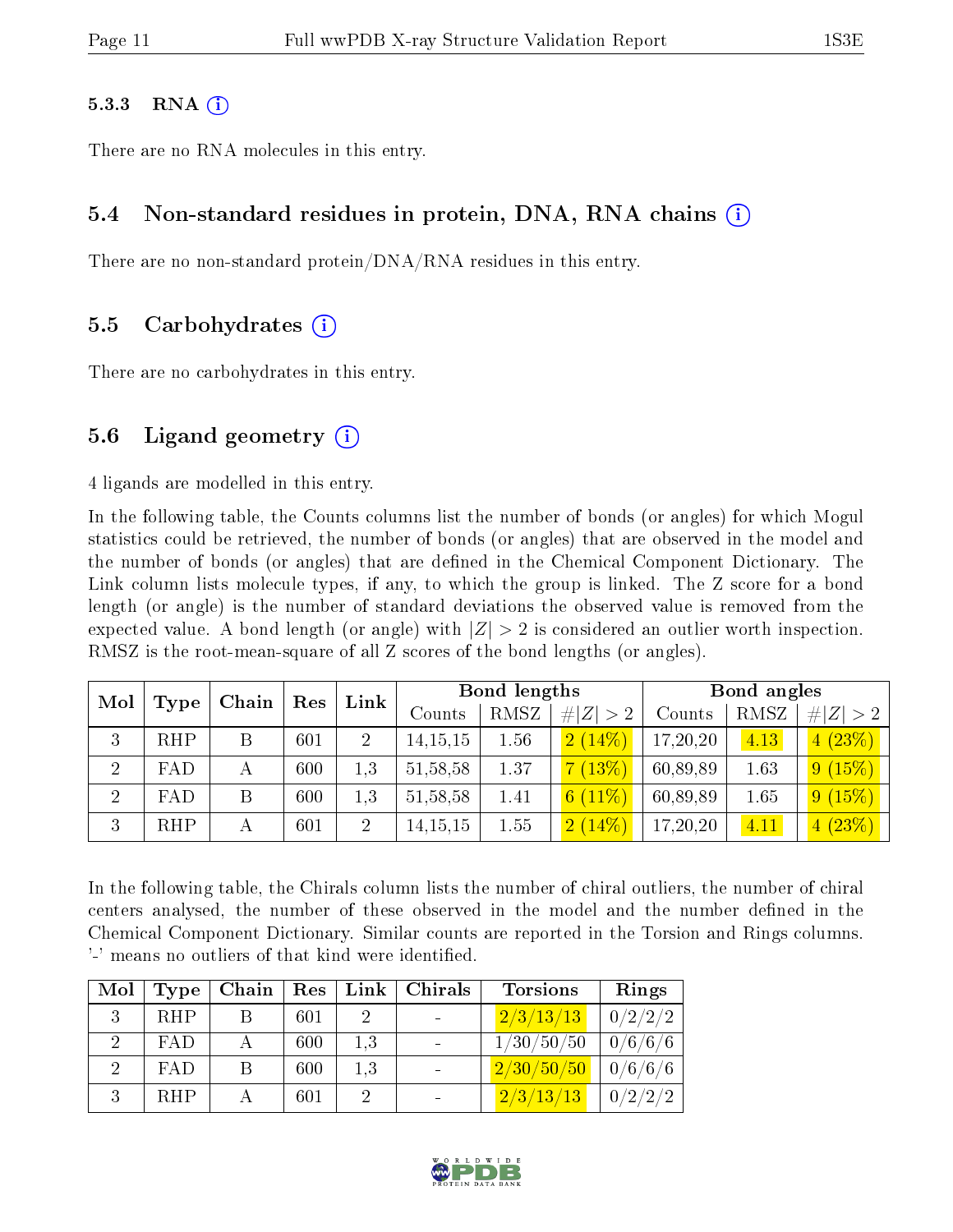### 5.3.3 RNA ⓘ

There are no RNA molecules in this entry.

## 5.4 Non-standard residues in protein, DNA, RNA chains ⓘ

There are no non-standard protein/DNA/RNA residues in this entry.

## 5.5 Carbohydrates ⓘ

There are no carbohydrates in this entry.

## 5.6 Ligand geometry ⓘ

4 ligands are modelled in this entry.

In the following table, the Counts columns list the number of bonds (or angles) for which Mogul statistics could be retrieved, the number of bonds (or angles) that are observed in the model and the number of bonds (or angles) that are defined in the Chemical Component Dictionary. The Link column lists molecule types, if any, to which the group is linked. The Z score for a bond length (or angle) is the number of standard deviations the observed value is removed from the expected value. A bond length (or angle) with $|Z| > 2$ is considered an outlier worth inspection. RMSZ is the root-mean-square of all Z scores of the bond lengths (or angles).

| Mol | Type | Chain | Res | Link | Bond lengths | | | Bond angles | | |
|---|---|---|---|---|---|---|---|---|---|---|
| | | | | | Counts | RMSZ | #\|Z\| > 2 | Counts | RMSZ | #\|Z\| > 2 |
| 3 | RHP | B | 601 | 2 | 14,15,15 | 1.56 | 2 (14%) | 17,20,20 | 4.13 | 4 (23%) |
| 2 | FAD | A | 600 | 1,3 | 51,58,58 | 1.37 | 7 (13%) | 60,89,89 | 1.63 | 9 (15%) |
| 2 | FAD | B | 600 | 1,3 | 51,58,58 | 1.41 | 6 (11%) | 60,89,89 | 1.65 | 9 (15%) |
| 3 | RHP | A | 601 | 2 | 14,15,15 | 1.55 | 2 (14%) | 17,20,20 | 4.11 | 4 (23%) |

In the following table, the Chirals column lists the number of chiral outliers, the number of chiral centers analysed, the number of these observed in the model and the number defined in the Chemical Component Dictionary. Similar counts are reported in the Torsion and Rings columns. '-' means no outliers of that kind were identified.

| Mol | Type | Chain | Res | Link | Chirals | Torsions | Rings |
|---|---|---|---|---|---|---|---|
| 3 | RHP | B | 601 | 2 | - | 2/3/13/13 | 0/2/2/2 |
| 2 | FAD | A | 600 | 1,3 | - | 1/30/50/50 | 0/6/6/6 |
| 2 | FAD | B | 600 | 1,3 | - | 2/30/50/50 | 0/6/6/6 |
| 3 | RHP | A | 601 | 2 | - | 2/3/13/13 | 0/2/2/2 |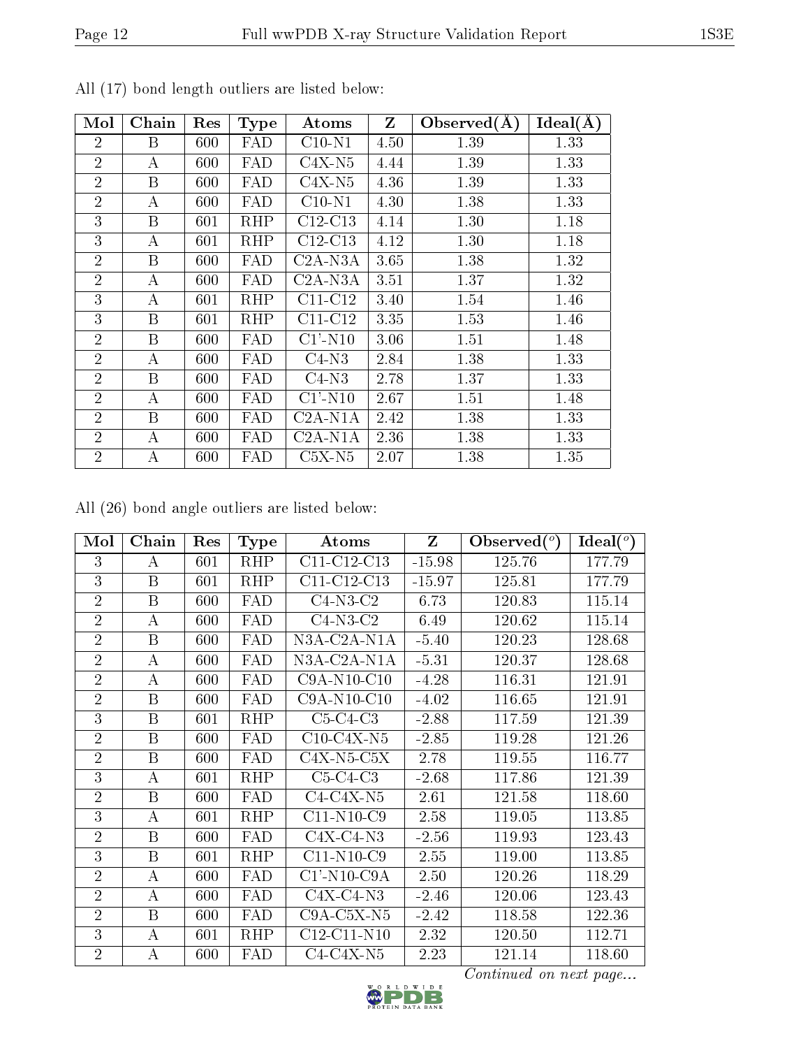All (17) bond length outliers are listed below:

| Mol | Chain | Res | Type | Atoms | Z | Observed(Å) | Ideal(Å) |
|---|---|---|---|---|---|---|---|
| 2 | B | 600 | FAD | C10-N1 | 4.50 | 1.39 | 1.33 |
| 2 | A | 600 | FAD | C4X-N5 | 4.44 | 1.39 | 1.33 |
| 2 | B | 600 | FAD | C4X-N5 | 4.36 | 1.39 | 1.33 |
| 2 | A | 600 | FAD | C10-N1 | 4.30 | 1.38 | 1.33 |
| 3 | B | 601 | RHP | C12-C13 | 4.14 | 1.30 | 1.18 |
| 3 | A | 601 | RHP | C12-C13 | 4.12 | 1.30 | 1.18 |
| 2 | B | 600 | FAD | C2A-N3A | 3.65 | 1.38 | 1.32 |
| 2 | A | 600 | FAD | C2A-N3A | 3.51 | 1.37 | 1.32 |
| 3 | A | 601 | RHP | C11-C12 | 3.40 | 1.54 | 1.46 |
| 3 | B | 601 | RHP | C11-C12 | 3.35 | 1.53 | 1.46 |
| 2 | B | 600 | FAD | C1'-N10 | 3.06 | 1.51 | 1.48 |
| 2 | A | 600 | FAD | C4-N3 | 2.84 | 1.38 | 1.33 |
| 2 | B | 600 | FAD | C4-N3 | 2.78 | 1.37 | 1.33 |
| 2 | A | 600 | FAD | C1'-N10 | 2.67 | 1.51 | 1.48 |
| 2 | B | 600 | FAD | C2A-N1A | 2.42 | 1.38 | 1.33 |
| 2 | A | 600 | FAD | C2A-N1A | 2.36 | 1.38 | 1.33 |
| 2 | A | 600 | FAD | C5X-N5 | 2.07 | 1.38 | 1.35 |

All (26) bond angle outliers are listed below:

| Mol | Chain | Res | Type | Atoms | Z | Observed(°) | Ideal(°) |
|---|---|---|---|---|---|---|---|
| 3 | A | 601 | RHP | C11-C12-C13 | -15.98 | 125.76 | 177.79 |
| 3 | B | 601 | RHP | C11-C12-C13 | -15.97 | 125.81 | 177.79 |
| 2 | B | 600 | FAD | C4-N3-C2 | 6.73 | 120.83 | 115.14 |
| 2 | A | 600 | FAD | C4-N3-C2 | 6.49 | 120.62 | 115.14 |
| 2 | B | 600 | FAD | N3A-C2A-N1A | -5.40 | 120.23 | 128.68 |
| 2 | A | 600 | FAD | N3A-C2A-N1A | -5.31 | 120.37 | 128.68 |
| 2 | A | 600 | FAD | C9A-N10-C10 | -4.28 | 116.31 | 121.91 |
| 2 | B | 600 | FAD | C9A-N10-C10 | -4.02 | 116.65 | 121.91 |
| 3 | B | 601 | RHP | C5-C4-C3 | -2.88 | 117.59 | 121.39 |
| 2 | B | 600 | FAD | C10-C4X-N5 | -2.85 | 119.28 | 121.26 |
| 2 | B | 600 | FAD | C4X-N5-C5X | 2.78 | 119.55 | 116.77 |
| 3 | A | 601 | RHP | C5-C4-C3 | -2.68 | 117.86 | 121.39 |
| 2 | B | 600 | FAD | C4-C4X-N5 | 2.61 | 121.58 | 118.60 |
| 3 | A | 601 | RHP | C11-N10-C9 | 2.58 | 119.05 | 113.85 |
| 2 | B | 600 | FAD | C4X-C4-N3 | -2.56 | 119.93 | 123.43 |
| 3 | B | 601 | RHP | C11-N10-C9 | 2.55 | 119.00 | 113.85 |
| 2 | A | 600 | FAD | C1'-N10-C9A | 2.50 | 120.26 | 118.29 |
| 2 | A | 600 | FAD | C4X-C4-N3 | -2.46 | 120.06 | 123.43 |
| 2 | B | 600 | FAD | C9A-C5X-N5 | -2.42 | 118.58 | 122.36 |
| 3 | A | 601 | RHP | C12-C11-N10 | 2.32 | 120.50 | 112.71 |
| 2 | A | 600 | FAD | C4-C4X-N5 | 2.23 | 121.14 | 118.60 |

*Continued on next page...*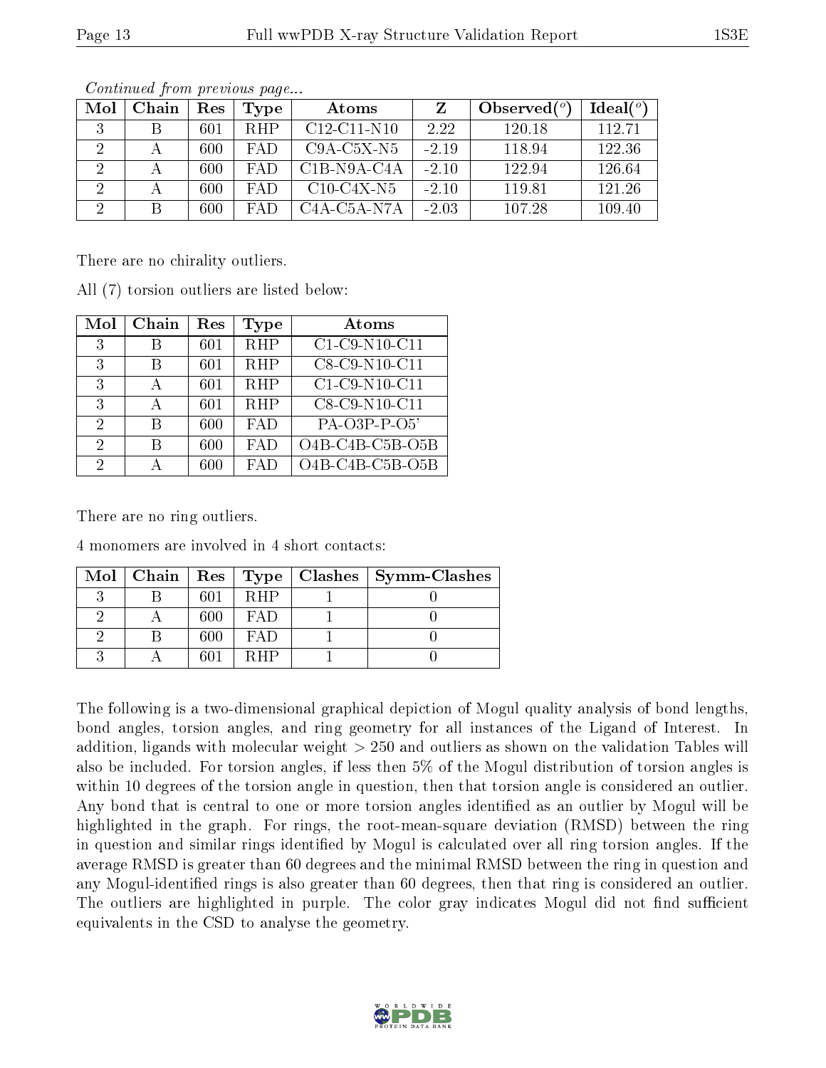*Continued from previous page...*

| Mol | Chain | Res | Type | Atoms | Z | Observed(°) | Ideal(°) |
|---|---|---|---|---|---|---|---|
| 3 | B | 601 | RHP | C12-C11-N10 | 2.22 | 120.18 | 112.71 |
| 2 | A | 600 | FAD | C9A-C5X-N5 | -2.19 | 118.94 | 122.36 |
| 2 | A | 600 | FAD | C1B-N9A-C4A | -2.10 | 122.94 | 126.64 |
| 2 | A | 600 | FAD | C10-C4X-N5 | -2.10 | 119.81 | 121.26 |
| 2 | B | 600 | FAD | C4A-C5A-N7A | -2.03 | 107.28 | 109.40 |

There are no chirality outliers.

All (7) torsion outliers are listed below:

| Mol | Chain | Res | Type | Atoms |
|---|---|---|---|---|
| 3 | B | 601 | RHP | C1-C9-N10-C11 |
| 3 | B | 601 | RHP | C8-C9-N10-C11 |
| 3 | A | 601 | RHP | C1-C9-N10-C11 |
| 3 | A | 601 | RHP | C8-C9-N10-C11 |
| 2 | B | 600 | FAD | PA-O3P-P-O5' |
| 2 | B | 600 | FAD | O4B-C4B-C5B-O5B |
| 2 | A | 600 | FAD | O4B-C4B-C5B-O5B |

There are no ring outliers.

4 monomers are involved in 4 short contacts:

| Mol | Chain | Res | Type | Clashes | Symm-Clashes |
|---|---|---|---|---|---|
| 3 | B | 601 | RHP | 1 | 0 |
| 2 | A | 600 | FAD | 1 | 0 |
| 2 | B | 600 | FAD | 1 | 0 |
| 3 | A | 601 | RHP | 1 | 0 |

The following is a two-dimensional graphical depiction of Mogul quality analysis of bond lengths, bond angles, torsion angles, and ring geometry for all instances of the Ligand of Interest. In addition, ligands with molecular weight > 250 and outliers as shown on the validation Tables will also be included. For torsion angles, if less then 5% of the Mogul distribution of torsion angles is within 10 degrees of the torsion angle in question, then that torsion angle is considered an outlier. Any bond that is central to one or more torsion angles identified as an outlier by Mogul will be highlighted in the graph. For rings, the root-mean-square deviation (RMSD) between the ring in question and similar rings identified by Mogul is calculated over all ring torsion angles. If the average RMSD is greater than 60 degrees and the minimal RMSD between the ring in question and any Mogul-identified rings is also greater than 60 degrees, then that ring is considered an outlier. The outliers are highlighted in purple. The color gray indicates Mogul did not find sufficient equivalents in the CSD to analyse the geometry.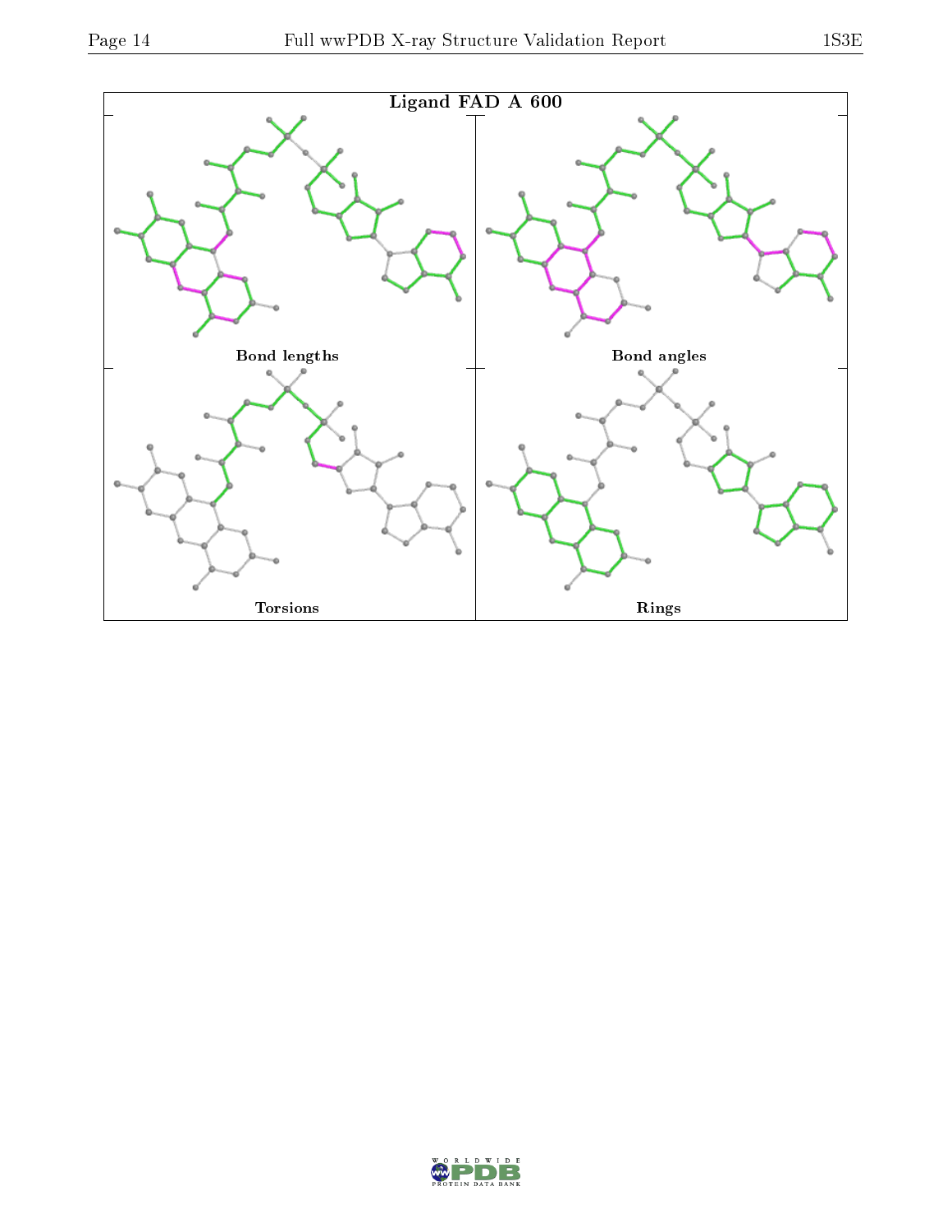Ligand FAD A 600

Bond lengths

Bond angles

Torsions

Rings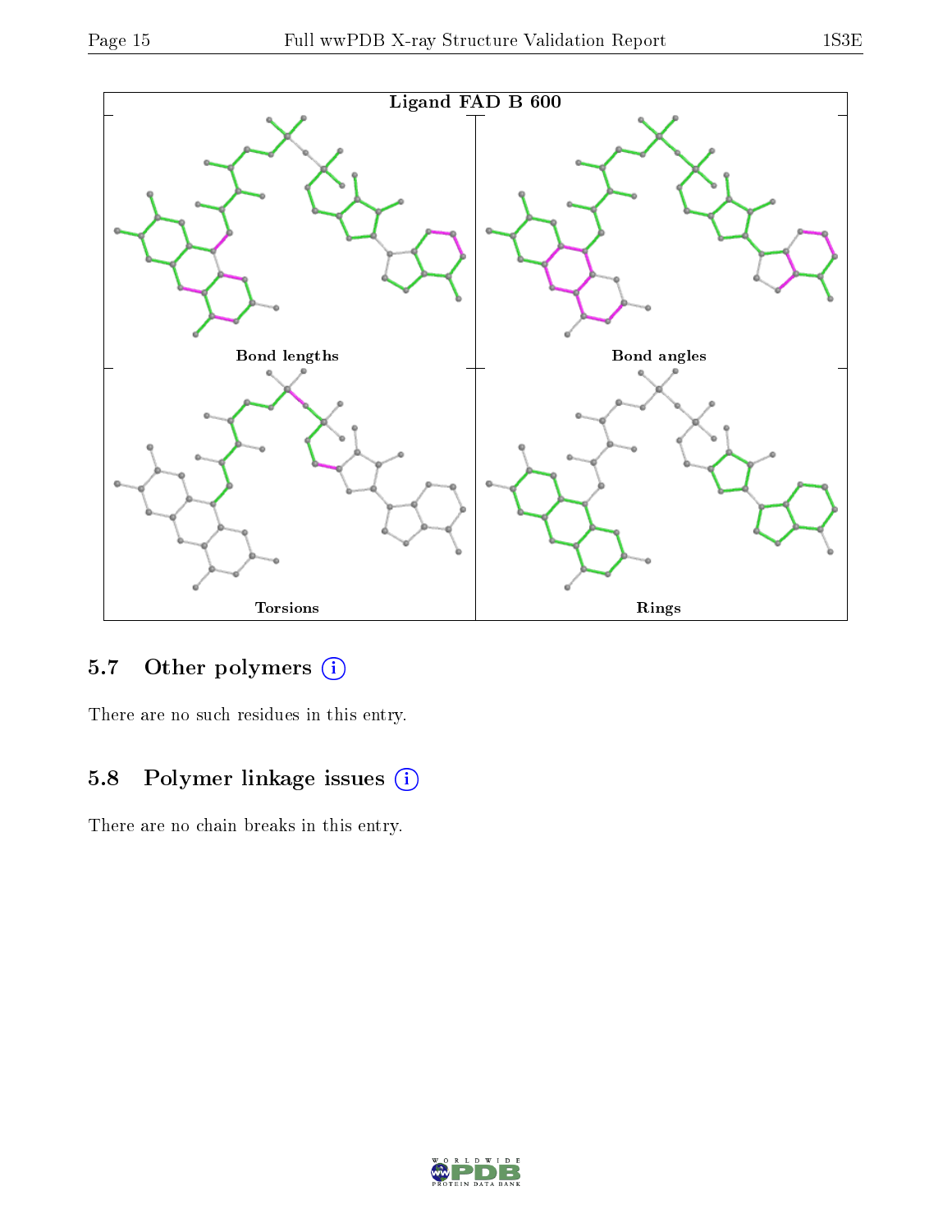Ligand FAD B 600

Bond lengths

Bond angles

Torsions

Rings

## 5.7 Other polymers

There are no such residues in this entry.

## 5.8 Polymer linkage issues

There are no chain breaks in this entry.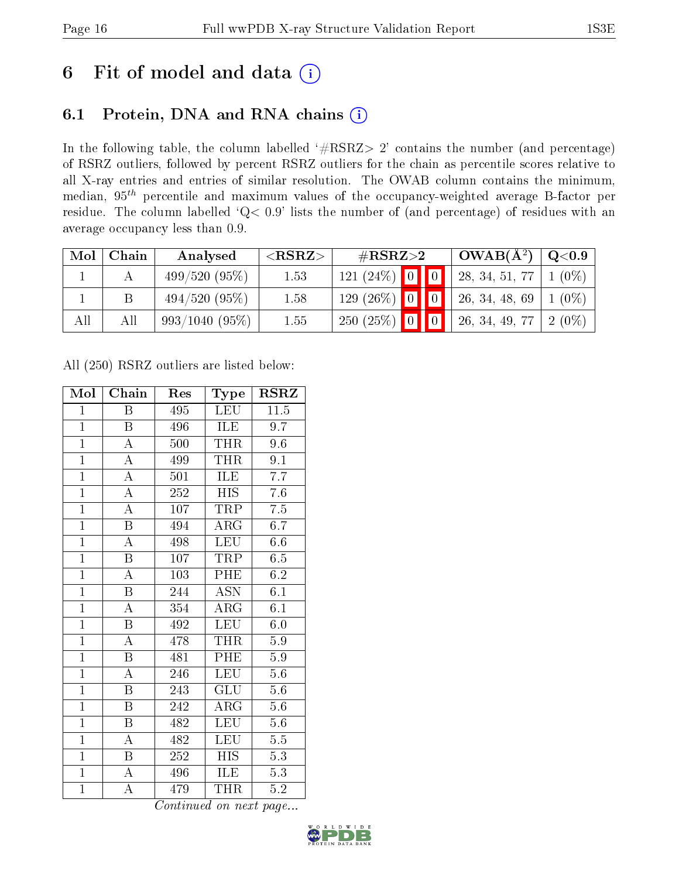# 6 Fit of model and data (i)

## 6.1 Protein, DNA and RNA chains (i)

In the following table, the column labelled '#RSRZ> 2' contains the number (and percentage) of RSRZ outliers, followed by percent RSRZ outliers for the chain as percentile scores relative to all X-ray entries and entries of similar resolution. The OWAB column contains the minimum, median, $95^{th}$ percentile and maximum values of the occupancy-weighted average B-factor per residue. The column labelled 'Q< 0.9' lists the number of (and percentage) of residues with an average occupancy less than 0.9.

| Mol | Chain | Analysed | <RSRZ> | #RSRZ>2 | | | OWAB(Å$^2$) | Q<0.9 |
|---|---|---|---|---|---|---|---|---|
| 1 | A | 499/520 (95%) | 1.53 | 121 (24%) | 0 | 0 | 28, 34, 51, 77 | 1 (0%) |
| 1 | B | 494/520 (95%) | 1.58 | 129 (26%) | 0 | 0 | 26, 34, 48, 69 | 1 (0%) |
| All | All | 993/1040 (95%) | 1.55 | 250 (25%) | 0 | 0 | 26, 34, 49, 77 | 2 (0%) |

All (250) RSRZ outliers are listed below:

| Mol | Chain | Res | Type | RSRZ |
|---|---|---|---|---|
| 1 | B | 495 | LEU | 11.5 |
| 1 | B | 496 | ILE | 9.7 |
| 1 | A | 500 | THR | 9.6 |
| 1 | A | 499 | THR | 9.1 |
| 1 | A | 501 | ILE | 7.7 |
| 1 | A | 252 | HIS | 7.6 |
| 1 | A | 107 | TRP | 7.5 |
| 1 | B | 494 | ARG | 6.7 |
| 1 | A | 498 | LEU | 6.6 |
| 1 | B | 107 | TRP | 6.5 |
| 1 | A | 103 | PHE | 6.2 |
| 1 | B | 244 | ASN | 6.1 |
| 1 | A | 354 | ARG | 6.1 |
| 1 | B | 492 | LEU | 6.0 |
| 1 | A | 478 | THR | 5.9 |
| 1 | B | 481 | PHE | 5.9 |
| 1 | A | 246 | LEU | 5.6 |
| 1 | B | 243 | GLU | 5.6 |
| 1 | B | 242 | ARG | 5.6 |
| 1 | B | 482 | LEU | 5.6 |
| 1 | A | 482 | LEU | 5.5 |
| 1 | B | 252 | HIS | 5.3 |
| 1 | A | 496 | ILE | 5.3 |
| 1 | A | 479 | THR | 5.2 |

*Continued on next page...*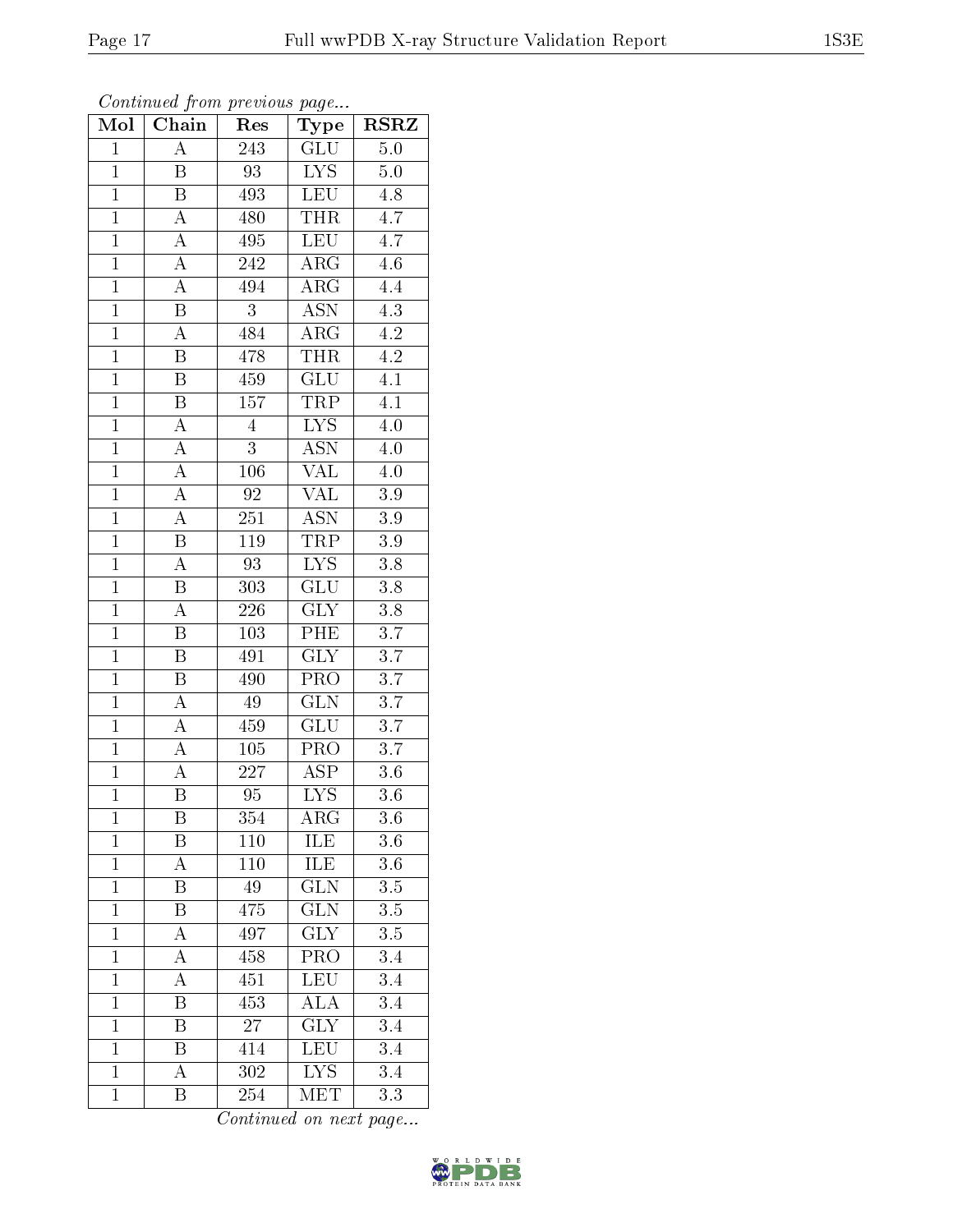*Continued from previous page...*

| Mol | Chain | Res | Type | RSRZ |
|---|---|---|---|---|
| 1 | A | 243 | GLU | 5.0 |
| 1 | B | 93 | LYS | 5.0 |
| 1 | B | 493 | LEU | 4.8 |
| 1 | A | 480 | THR | 4.7 |
| 1 | A | 495 | LEU | 4.7 |
| 1 | A | 242 | ARG | 4.6 |
| 1 | A | 494 | ARG | 4.4 |
| 1 | B | 3 | ASN | 4.3 |
| 1 | A | 484 | ARG | 4.2 |
| 1 | B | 478 | THR | 4.2 |
| 1 | B | 459 | GLU | 4.1 |
| 1 | B | 157 | TRP | 4.1 |
| 1 | A | 4 | LYS | 4.0 |
| 1 | A | 3 | ASN | 4.0 |
| 1 | A | 106 | VAL | 4.0 |
| 1 | A | 92 | VAL | 3.9 |
| 1 | A | 251 | ASN | 3.9 |
| 1 | B | 119 | TRP | 3.9 |
| 1 | A | 93 | LYS | 3.8 |
| 1 | B | 303 | GLU | 3.8 |
| 1 | A | 226 | GLY | 3.8 |
| 1 | B | 103 | PHE | 3.7 |
| 1 | B | 491 | GLY | 3.7 |
| 1 | B | 490 | PRO | 3.7 |
| 1 | A | 49 | GLN | 3.7 |
| 1 | A | 459 | GLU | 3.7 |
| 1 | A | 105 | PRO | 3.7 |
| 1 | A | 227 | ASP | 3.6 |
| 1 | B | 95 | LYS | 3.6 |
| 1 | B | 354 | ARG | 3.6 |
| 1 | B | 110 | ILE | 3.6 |
| 1 | A | 110 | ILE | 3.6 |
| 1 | B | 49 | GLN | 3.5 |
| 1 | B | 475 | GLN | 3.5 |
| 1 | A | 497 | GLY | 3.5 |
| 1 | A | 458 | PRO | 3.4 |
| 1 | A | 451 | LEU | 3.4 |
| 1 | B | 453 | ALA | 3.4 |
| 1 | B | 27 | GLY | 3.4 |
| 1 | B | 414 | LEU | 3.4 |
| 1 | A | 302 | LYS | 3.4 |
| 1 | B | 254 | MET | 3.3 |

*Continued on next page...*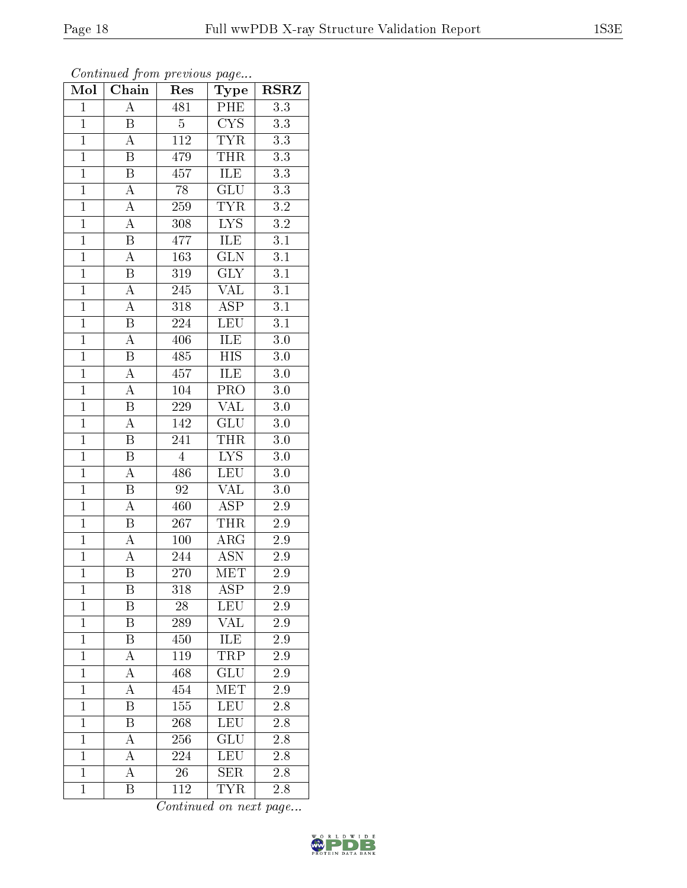*Continued from previous page...*

| Mol | Chain | Res | Type | RSRZ |
|---|---|---|---|---|
| 1 | A | 481 | PHE | 3.3 |
| 1 | B | 5 | CYS | 3.3 |
| 1 | A | 112 | TYR | 3.3 |
| 1 | B | 479 | THR | 3.3 |
| 1 | B | 457 | ILE | 3.3 |
| 1 | A | 78 | GLU | 3.3 |
| 1 | A | 259 | TYR | 3.2 |
| 1 | A | 308 | LYS | 3.2 |
| 1 | B | 477 | ILE | 3.1 |
| 1 | A | 163 | GLN | 3.1 |
| 1 | B | 319 | GLY | 3.1 |
| 1 | A | 245 | VAL | 3.1 |
| 1 | A | 318 | ASP | 3.1 |
| 1 | B | 224 | LEU | 3.1 |
| 1 | A | 406 | ILE | 3.0 |
| 1 | B | 485 | HIS | 3.0 |
| 1 | A | 457 | ILE | 3.0 |
| 1 | A | 104 | PRO | 3.0 |
| 1 | B | 229 | VAL | 3.0 |
| 1 | A | 142 | GLU | 3.0 |
| 1 | B | 241 | THR | 3.0 |
| 1 | B | 4 | LYS | 3.0 |
| 1 | A | 486 | LEU | 3.0 |
| 1 | B | 92 | VAL | 3.0 |
| 1 | A | 460 | ASP | 2.9 |
| 1 | B | 267 | THR | 2.9 |
| 1 | A | 100 | ARG | 2.9 |
| 1 | A | 244 | ASN | 2.9 |
| 1 | B | 270 | MET | 2.9 |
| 1 | B | 318 | ASP | 2.9 |
| 1 | B | 28 | LEU | 2.9 |
| 1 | B | 289 | VAL | 2.9 |
| 1 | B | 450 | ILE | 2.9 |
| 1 | A | 119 | TRP | 2.9 |
| 1 | A | 468 | GLU | 2.9 |
| 1 | A | 454 | MET | 2.9 |
| 1 | B | 155 | LEU | 2.8 |
| 1 | B | 268 | LEU | 2.8 |
| 1 | A | 256 | GLU | 2.8 |
| 1 | A | 224 | LEU | 2.8 |
| 1 | A | 26 | SER | 2.8 |
| 1 | B | 112 | TYR | 2.8 |

*Continued on next page...*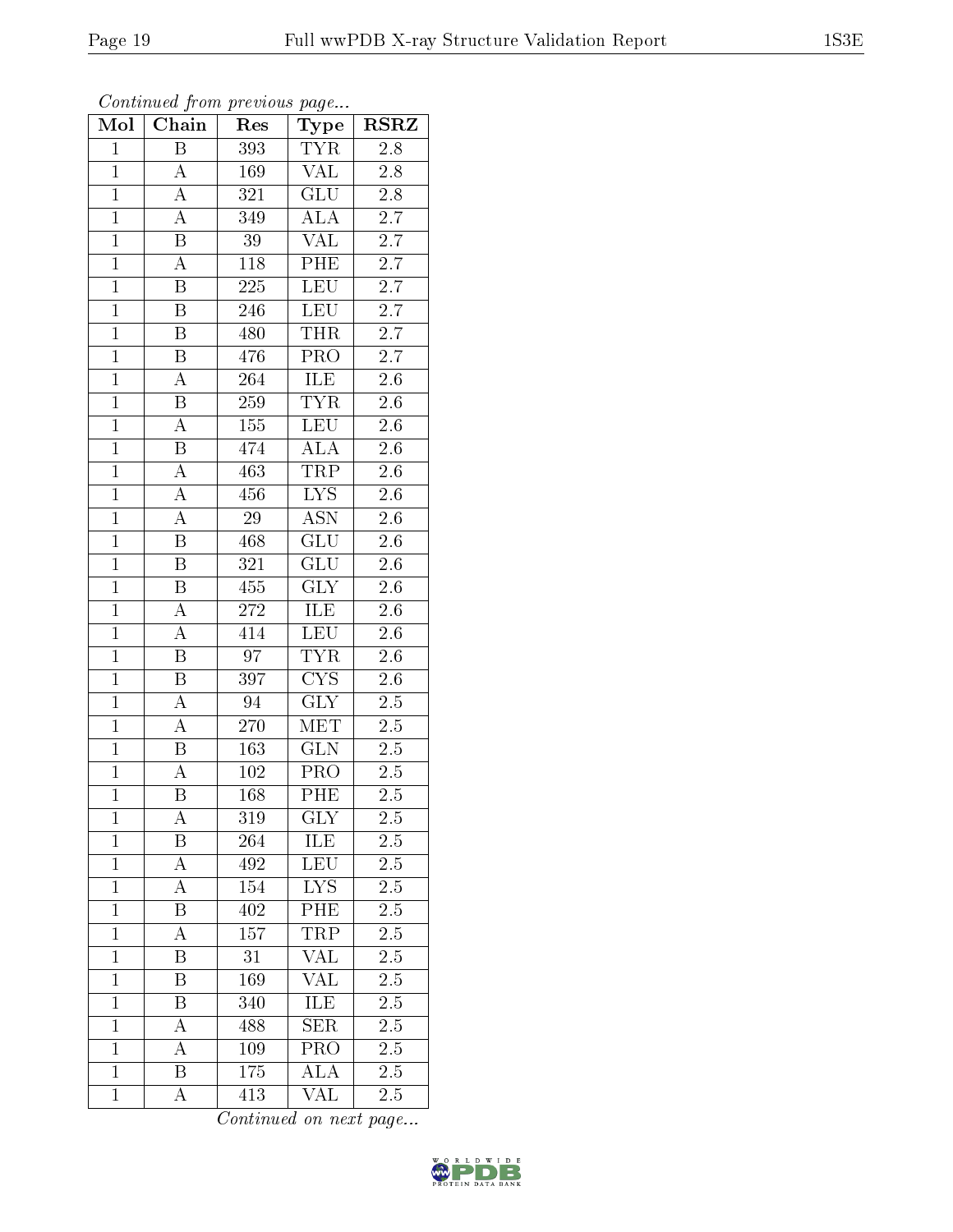*Continued from previous page...*

| Mol | Chain | Res | Type | RSRZ |
|---|---|---|---|---|
| 1 | B | 393 | TYR | 2.8 |
| 1 | A | 169 | VAL | 2.8 |
| 1 | A | 321 | GLU | 2.8 |
| 1 | A | 349 | ALA | 2.7 |
| 1 | B | 39 | VAL | 2.7 |
| 1 | A | 118 | PHE | 2.7 |
| 1 | B | 225 | LEU | 2.7 |
| 1 | B | 246 | LEU | 2.7 |
| 1 | B | 480 | THR | 2.7 |
| 1 | B | 476 | PRO | 2.7 |
| 1 | A | 264 | ILE | 2.6 |
| 1 | B | 259 | TYR | 2.6 |
| 1 | A | 155 | LEU | 2.6 |
| 1 | B | 474 | ALA | 2.6 |
| 1 | A | 463 | TRP | 2.6 |
| 1 | A | 456 | LYS | 2.6 |
| 1 | A | 29 | ASN | 2.6 |
| 1 | B | 468 | GLU | 2.6 |
| 1 | B | 321 | GLU | 2.6 |
| 1 | B | 455 | GLY | 2.6 |
| 1 | A | 272 | ILE | 2.6 |
| 1 | A | 414 | LEU | 2.6 |
| 1 | B | 97 | TYR | 2.6 |
| 1 | B | 397 | CYS | 2.6 |
| 1 | A | 94 | GLY | 2.5 |
| 1 | A | 270 | MET | 2.5 |
| 1 | B | 163 | GLN | 2.5 |
| 1 | A | 102 | PRO | 2.5 |
| 1 | B | 168 | PHE | 2.5 |
| 1 | A | 319 | GLY | 2.5 |
| 1 | B | 264 | ILE | 2.5 |
| 1 | A | 492 | LEU | 2.5 |
| 1 | A | 154 | LYS | 2.5 |
| 1 | B | 402 | PHE | 2.5 |
| 1 | A | 157 | TRP | 2.5 |
| 1 | B | 31 | VAL | 2.5 |
| 1 | B | 169 | VAL | 2.5 |
| 1 | B | 340 | ILE | 2.5 |
| 1 | A | 488 | SER | 2.5 |
| 1 | A | 109 | PRO | 2.5 |
| 1 | B | 175 | ALA | 2.5 |
| 1 | A | 413 | VAL | 2.5 |

*Continued on next page...*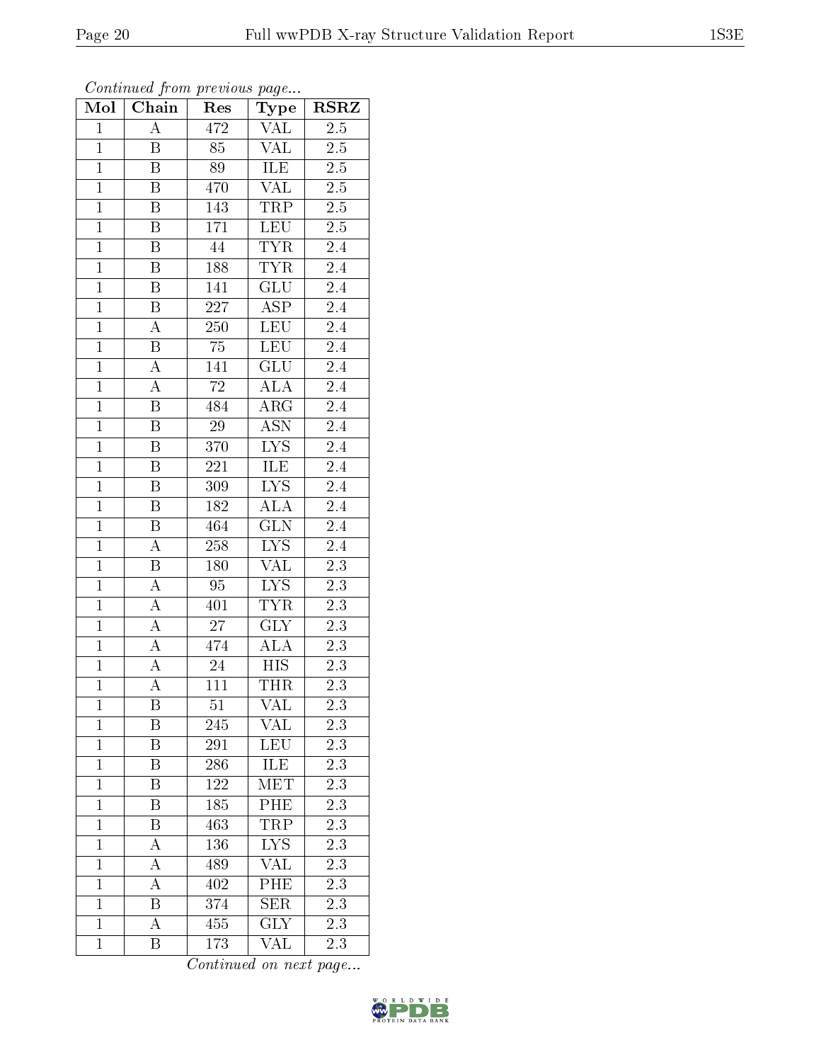*Continued from previous page...*

| Mol | Chain | Res | Type | RSRZ |
|---|---|---|---|---|
| 1 | A | 472 | VAL | 2.5 |
| 1 | B | 85 | VAL | 2.5 |
| 1 | B | 89 | ILE | 2.5 |
| 1 | B | 470 | VAL | 2.5 |
| 1 | B | 143 | TRP | 2.5 |
| 1 | B | 171 | LEU | 2.5 |
| 1 | B | 44 | TYR | 2.4 |
| 1 | B | 188 | TYR | 2.4 |
| 1 | B | 141 | GLU | 2.4 |
| 1 | B | 227 | ASP | 2.4 |
| 1 | A | 250 | LEU | 2.4 |
| 1 | B | 75 | LEU | 2.4 |
| 1 | A | 141 | GLU | 2.4 |
| 1 | A | 72 | ALA | 2.4 |
| 1 | B | 484 | ARG | 2.4 |
| 1 | B | 29 | ASN | 2.4 |
| 1 | B | 370 | LYS | 2.4 |
| 1 | B | 221 | ILE | 2.4 |
| 1 | B | 309 | LYS | 2.4 |
| 1 | B | 182 | ALA | 2.4 |
| 1 | B | 464 | GLN | 2.4 |
| 1 | A | 258 | LYS | 2.4 |
| 1 | B | 180 | VAL | 2.3 |
| 1 | A | 95 | LYS | 2.3 |
| 1 | A | 401 | TYR | 2.3 |
| 1 | A | 27 | GLY | 2.3 |
| 1 | A | 474 | ALA | 2.3 |
| 1 | A | 24 | HIS | 2.3 |
| 1 | A | 111 | THR | 2.3 |
| 1 | B | 51 | VAL | 2.3 |
| 1 | B | 245 | VAL | 2.3 |
| 1 | B | 291 | LEU | 2.3 |
| 1 | B | 286 | ILE | 2.3 |
| 1 | B | 122 | MET | 2.3 |
| 1 | B | 185 | PHE | 2.3 |
| 1 | B | 463 | TRP | 2.3 |
| 1 | A | 136 | LYS | 2.3 |
| 1 | A | 489 | VAL | 2.3 |
| 1 | A | 402 | PHE | 2.3 |
| 1 | B | 374 | SER | 2.3 |
| 1 | A | 455 | GLY | 2.3 |
| 1 | B | 173 | VAL | 2.3 |

*Continued on next page...*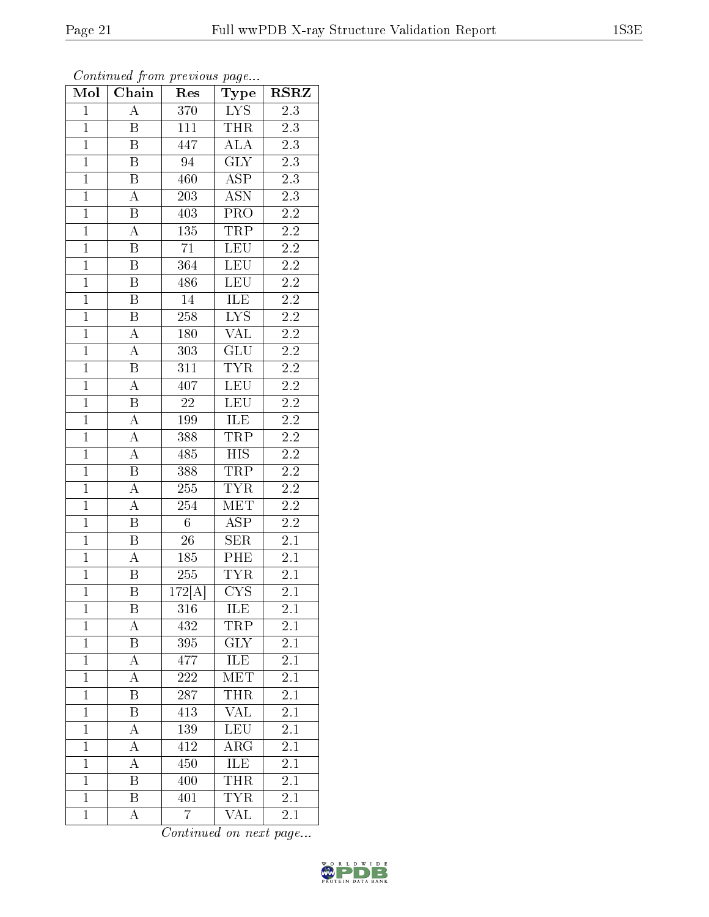*Continued from previous page...*

| Mol | Chain | Res | Type | RSRZ |
|---|---|---|---|---|
| 1 | A | 370 | LYS | 2.3 |
| 1 | B | 111 | THR | 2.3 |
| 1 | B | 447 | ALA | 2.3 |
| 1 | B | 94 | GLY | 2.3 |
| 1 | B | 460 | ASP | 2.3 |
| 1 | A | 203 | ASN | 2.3 |
| 1 | B | 403 | PRO | 2.2 |
| 1 | A | 135 | TRP | 2.2 |
| 1 | B | 71 | LEU | 2.2 |
| 1 | B | 364 | LEU | 2.2 |
| 1 | B | 486 | LEU | 2.2 |
| 1 | B | 14 | ILE | 2.2 |
| 1 | B | 258 | LYS | 2.2 |
| 1 | A | 180 | VAL | 2.2 |
| 1 | A | 303 | GLU | 2.2 |
| 1 | B | 311 | TYR | 2.2 |
| 1 | A | 407 | LEU | 2.2 |
| 1 | B | 22 | LEU | 2.2 |
| 1 | A | 199 | ILE | 2.2 |
| 1 | A | 388 | TRP | 2.2 |
| 1 | A | 485 | HIS | 2.2 |
| 1 | B | 388 | TRP | 2.2 |
| 1 | A | 255 | TYR | 2.2 |
| 1 | A | 254 | MET | 2.2 |
| 1 | B | 6 | ASP | 2.2 |
| 1 | B | 26 | SER | 2.1 |
| 1 | A | 185 | PHE | 2.1 |
| 1 | B | 255 | TYR | 2.1 |
| 1 | B | 172[A] | CYS | 2.1 |
| 1 | B | 316 | ILE | 2.1 |
| 1 | A | 432 | TRP | 2.1 |
| 1 | B | 395 | GLY | 2.1 |
| 1 | A | 477 | ILE | 2.1 |
| 1 | A | 222 | MET | 2.1 |
| 1 | B | 287 | THR | 2.1 |
| 1 | B | 413 | VAL | 2.1 |
| 1 | A | 139 | LEU | 2.1 |
| 1 | A | 412 | ARG | 2.1 |
| 1 | A | 450 | ILE | 2.1 |
| 1 | B | 400 | THR | 2.1 |
| 1 | B | 401 | TYR | 2.1 |
| 1 | A | 7 | VAL | 2.1 |

*Continued on next page...*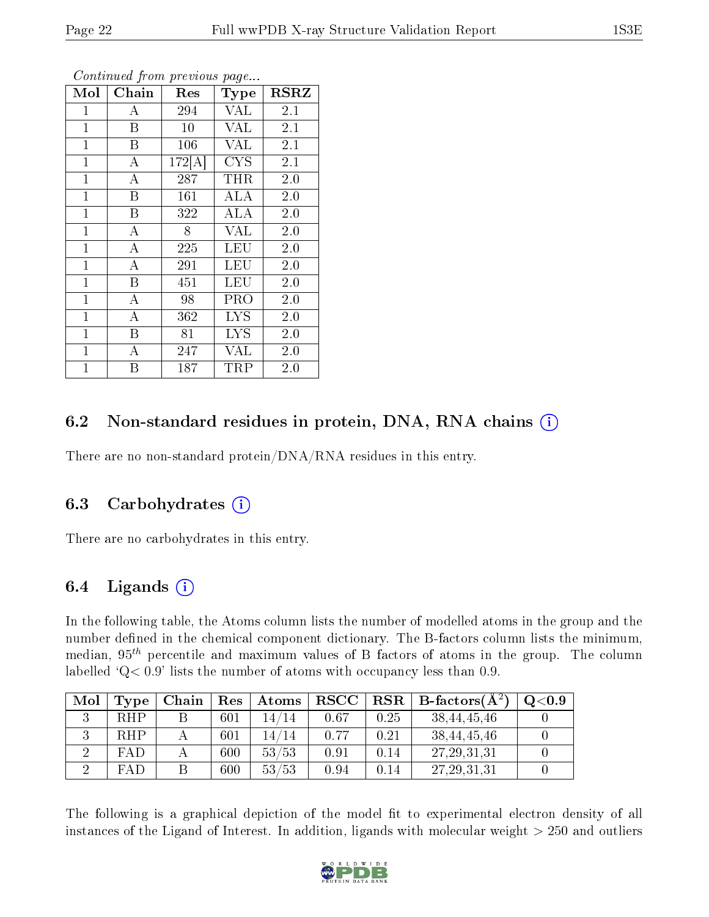*Continued from previous page...*

| Mol | Chain | Res | Type | RSRZ |
|---|---|---|---|---|
| 1 | A | 294 | VAL | 2.1 |
| 1 | B | 10 | VAL | 2.1 |
| 1 | B | 106 | VAL | 2.1 |
| 1 | A | 172[A] | CYS | 2.1 |
| 1 | A | 287 | THR | 2.0 |
| 1 | B | 161 | ALA | 2.0 |
| 1 | B | 322 | ALA | 2.0 |
| 1 | A | 8 | VAL | 2.0 |
| 1 | A | 225 | LEU | 2.0 |
| 1 | A | 291 | LEU | 2.0 |
| 1 | B | 451 | LEU | 2.0 |
| 1 | A | 98 | PRO | 2.0 |
| 1 | A | 362 | LYS | 2.0 |
| 1 | B | 81 | LYS | 2.0 |
| 1 | A | 247 | VAL | 2.0 |
| 1 | B | 187 | TRP | 2.0 |

## 6.2 Non-standard residues in protein, DNA, RNA chains (i)

There are no non-standard protein/DNA/RNA residues in this entry.

## 6.3 Carbohydrates (i)

There are no carbohydrates in this entry.

## 6.4 Ligands (i)

In the following table, the Atoms column lists the number of modelled atoms in the group and the number defined in the chemical component dictionary. The B-factors column lists the minimum, median, $95^{th}$ percentile and maximum values of B factors of atoms in the group. The column labelled 'Q< 0.9' lists the number of atoms with occupancy less than 0.9.

| Mol | Type | Chain | Res | Atoms | RSCC | RSR | B-factors($Å^2$) | Q<0.9 |
|---|---|---|---|---|---|---|---|---|
| 3 | RHP | B | 601 | 14/14 | 0.67 | 0.25 | 38,44,45,46 | 0 |
| 3 | RHP | A | 601 | 14/14 | 0.77 | 0.21 | 38,44,45,46 | 0 |
| 2 | FAD | A | 600 | 53/53 | 0.91 | 0.14 | 27,29,31,31 | 0 |
| 2 | FAD | B | 600 | 53/53 | 0.94 | 0.14 | 27,29,31,31 | 0 |

The following is a graphical depiction of the model fit to experimental electron density of all instances of the Ligand of Interest. In addition, ligands with molecular weight > 250 and outliers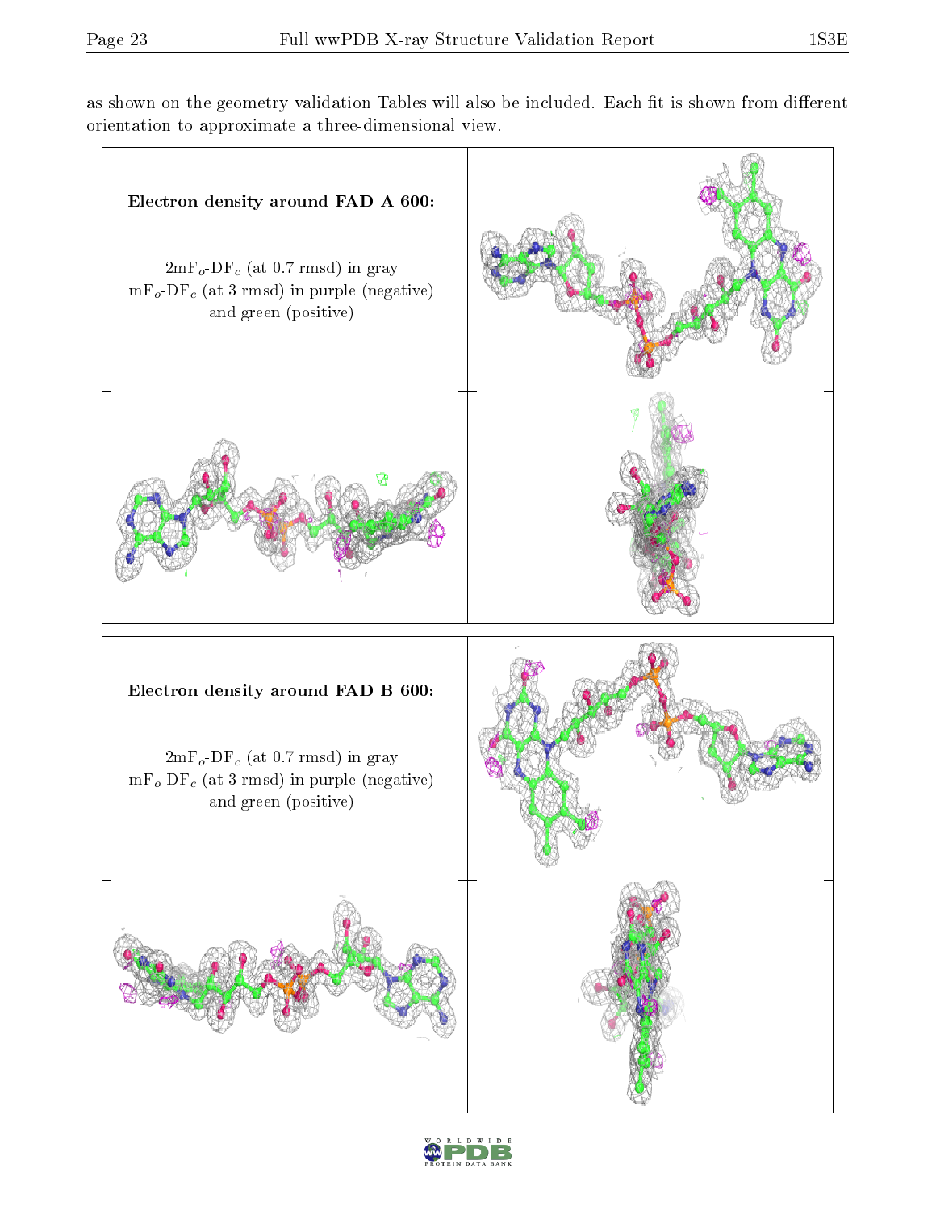as shown on the geometry validation Tables will also be included. Each fit is shown from different orientation to approximate a three-dimensional view.

**Electron density around FAD A 600:**

$2mF_o$-$DF_c$ (at 0.7 rmsd) in gray
$mF_o$-$DF_c$ (at 3 rmsd) in purple (negative) and green (positive)

**Electron density around FAD B 600:**

$2mF_o$-$DF_c$ (at 0.7 rmsd) in gray
$mF_o$-$DF_c$ (at 3 rmsd) in purple (negative) and green (positive)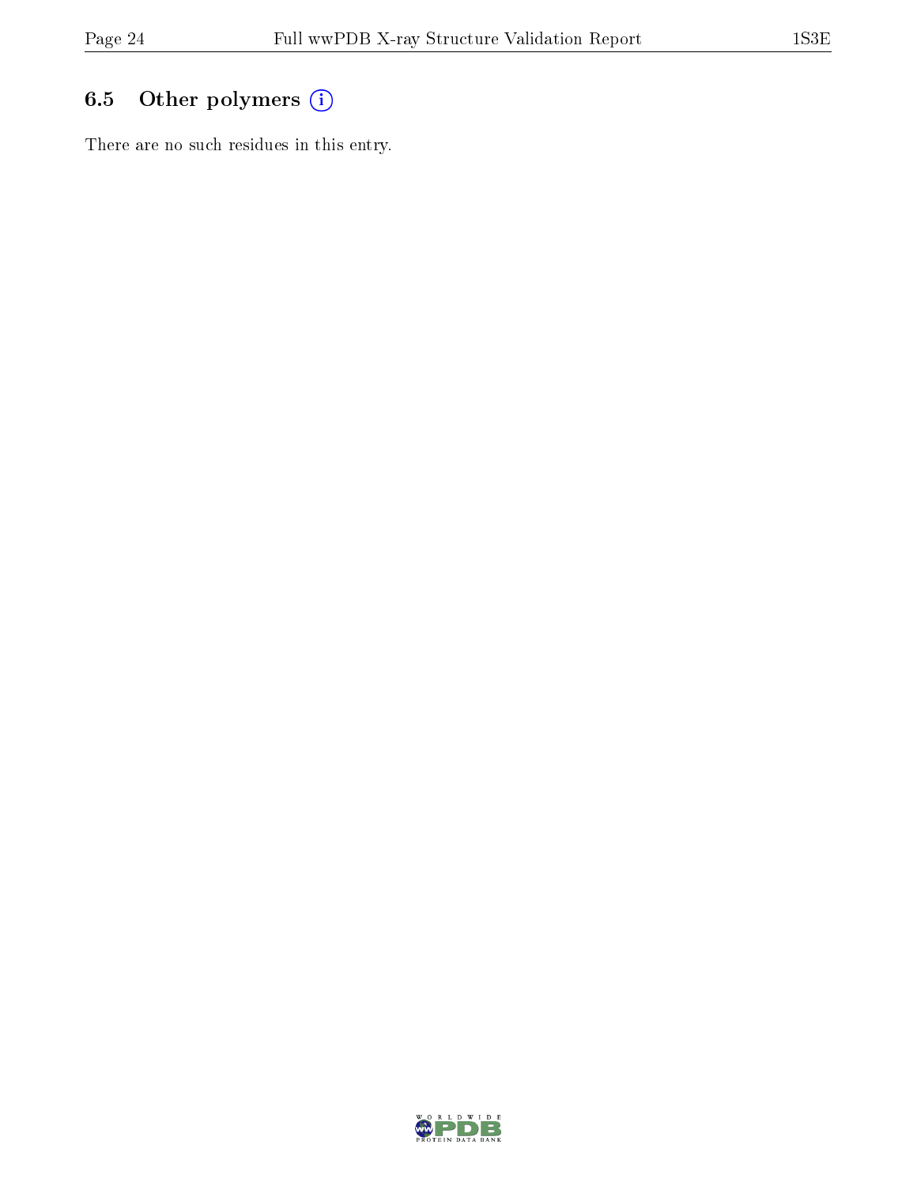### 6.5 Other polymers

There are no such residues in this entry.